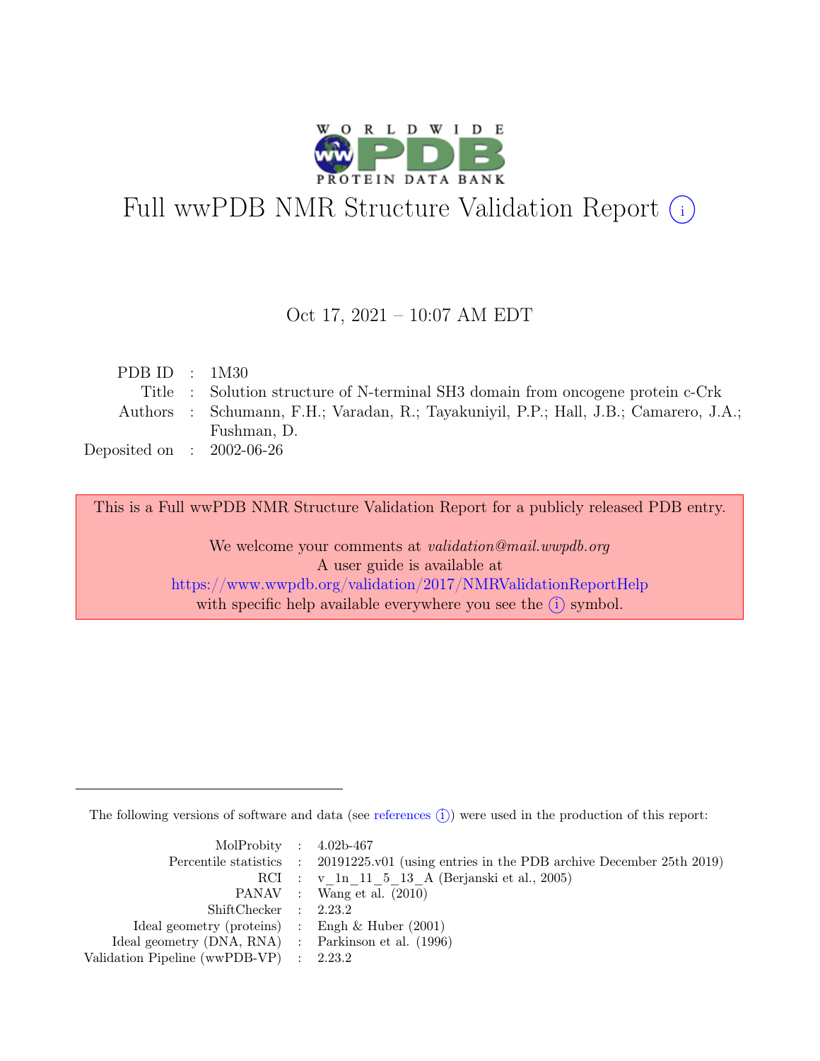# Full wwPDB NMR Structure Validation Report (i)

Oct 17, 2021 – 10:07 AM EDT

| | | |
|---|---|---|
| PDB ID | : | 1M30 |
| Title | : | Solution structure of N-terminal SH3 domain from oncogene protein c-Crk |
| Authors | : | Schumann, F.H.; Varadan, R.; Tayakuniyil, P.P.; Hall, J.B.; Camarero, J.A.; Fushman, D. |
| Deposited on | : | 2002-06-26 |

This is a Full wwPDB NMR Structure Validation Report for a publicly released PDB entry.

We welcome your comments at *validation@mail.wwpdb.org*
A user guide is available at
https://www.wwpdb.org/validation/2017/NMRValidationReportHelp
with specific help available everywhere you see the (i) symbol.

---

The following versions of software and data (see references (i)) were used in the production of this report:

| | | |
|---|---|---|
| MolProbity | : | 4.02b-467 |
| Percentile statistics | : | 20191225.v01 (using entries in the PDB archive December 25th 2019) |
| RCI | : | v_1n_11_5_13_A (Berjanski et al., 2005) |
| PANAV | : | Wang et al. (2010) |
| ShiftChecker | : | 2.23.2 |
| Ideal geometry (proteins) | : | Engh & Huber (2001) |
| Ideal geometry (DNA, RNA) | : | Parkinson et al. (1996) |
| Validation Pipeline (wwPDB-VP) | : | 2.23.2 |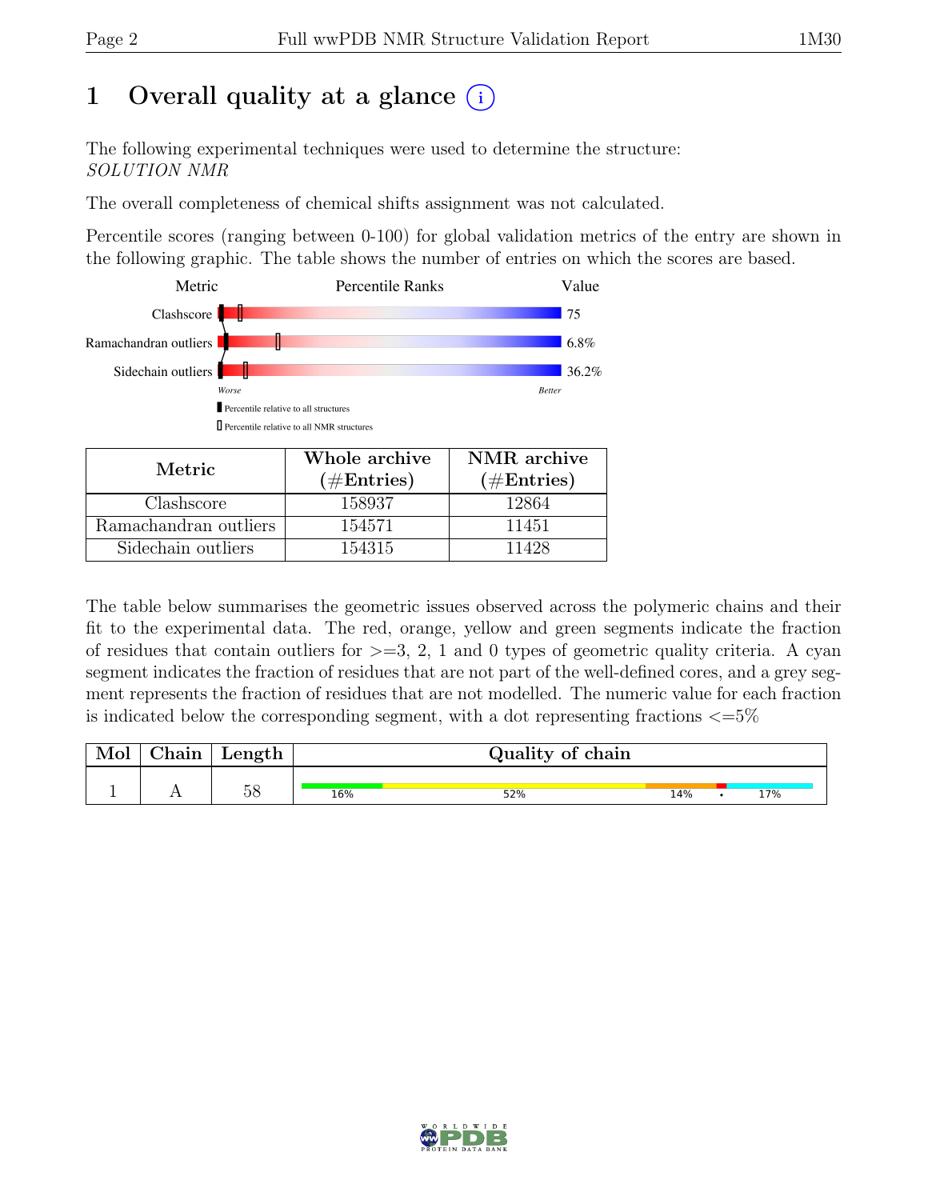# 1 Overall quality at a glance

The following experimental techniques were used to determine the structure:
*SOLUTION NMR*

The overall completeness of chemical shifts assignment was not calculated.

Percentile scores (ranging between 0-100) for global validation metrics of the entry are shown in the following graphic. The table shows the number of entries on which the scores are based.

| Metric | Value |
|---|---|
| Clashscore | 75 |
| Ramachandran outliers | 6.8% |
| Sidechain outliers | 36.2% |

Worse — Better

▮ Percentile relative to all structures

▯ Percentile relative to all NMR structures

| Metric | Whole archive (#Entries) | NMR archive (#Entries) |
|---|---|---|
| Clashscore | 158937 | 12864 |
| Ramachandran outliers | 154571 | 11451 |
| Sidechain outliers | 154315 | 11428 |

The table below summarises the geometric issues observed across the polymeric chains and their fit to the experimental data. The red, orange, yellow and green segments indicate the fraction of residues that contain outliers for >=3, 2, 1 and 0 types of geometric quality criteria. A cyan segment indicates the fraction of residues that are not part of the well-defined cores, and a grey segment represents the fraction of residues that are not modelled. The numeric value for each fraction is indicated below the corresponding segment, with a dot representing fractions <=5%

| Mol | Chain | Length | Quality of chain |
|---|---|---|---|
| 1 | A | 58 | 16% 52% 14% • 17% |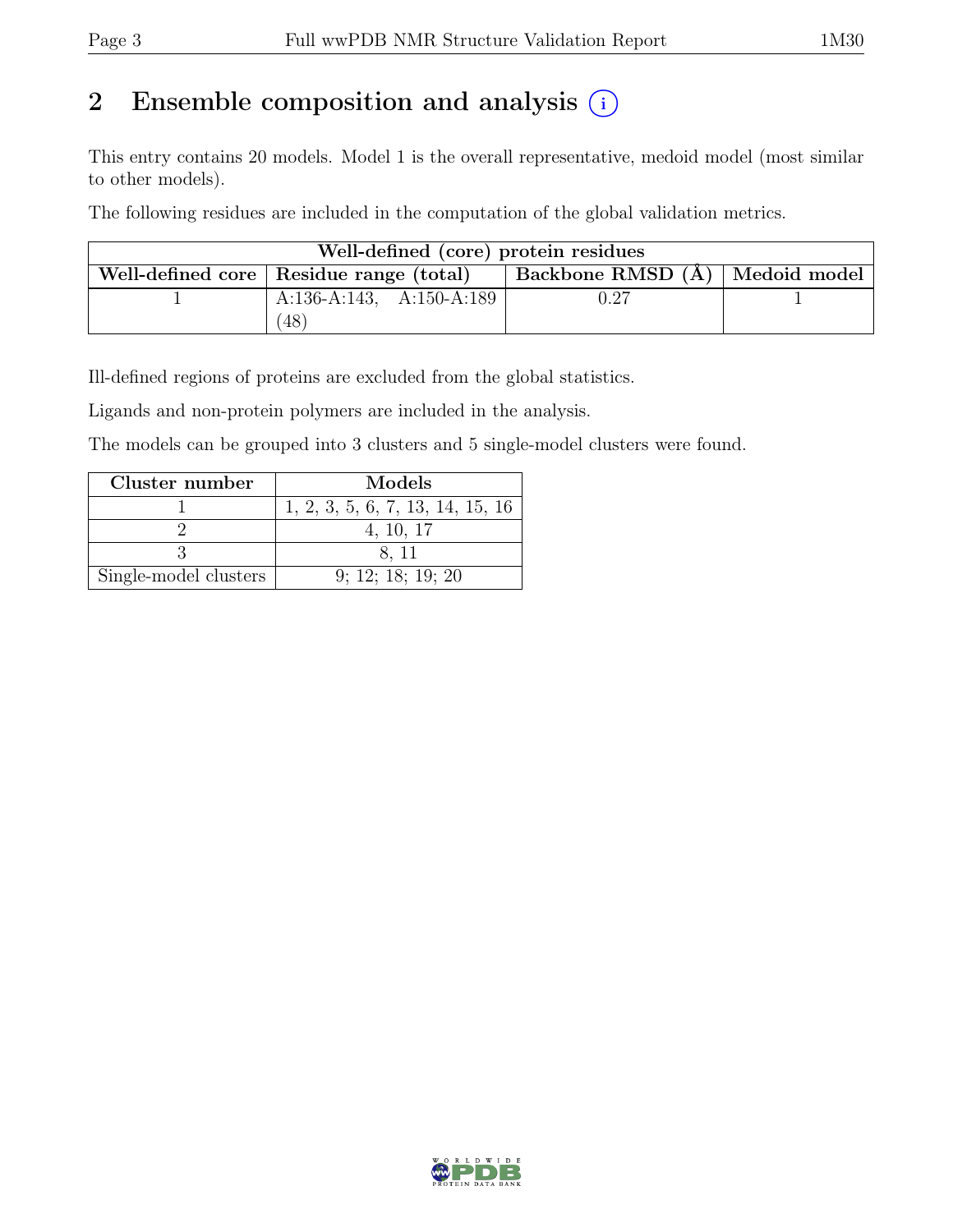## 2 Ensemble composition and analysis

This entry contains 20 models. Model 1 is the overall representative, medoid model (most similar to other models).

The following residues are included in the computation of the global validation metrics.

| Well-defined (core) protein residues | | | |
|---|---|---|---|
| Well-defined core | Residue range (total) | Backbone RMSD (Å) | Medoid model |
| 1 | A:136-A:143, A:150-A:189 (48) | 0.27 | 1 |

Ill-defined regions of proteins are excluded from the global statistics.

Ligands and non-protein polymers are included in the analysis.

The models can be grouped into 3 clusters and 5 single-model clusters were found.

| Cluster number | Models |
|---|---|
| 1 | 1, 2, 3, 5, 6, 7, 13, 14, 15, 16 |
| 2 | 4, 10, 17 |
| 3 | 8, 11 |
| Single-model clusters | 9; 12; 18; 19; 20 |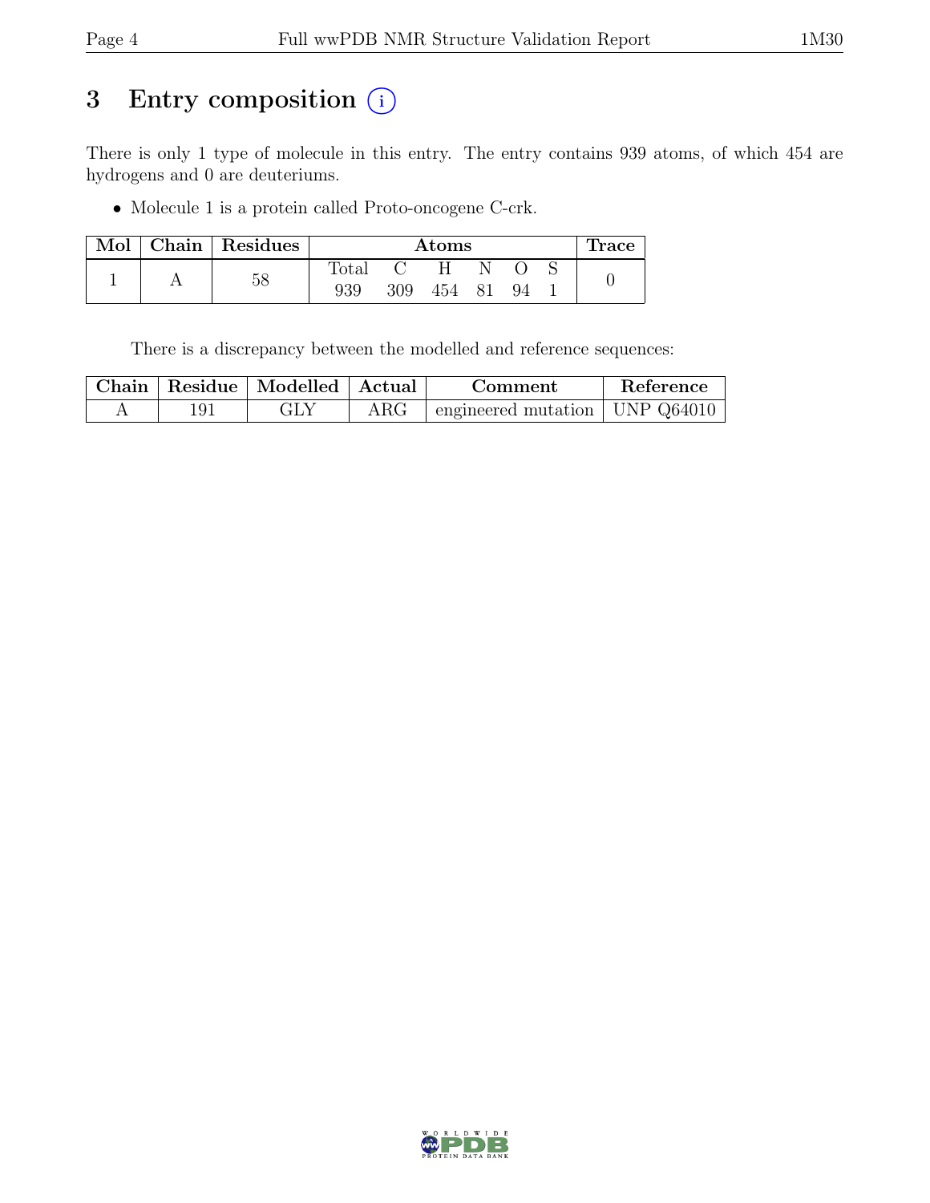# 3 Entry composition (i)

There is only 1 type of molecule in this entry. The entry contains 939 atoms, of which 454 are hydrogens and 0 are deuteriums.

- Molecule 1 is a protein called Proto-oncogene C-crk.

| Mol | Chain | Residues | Atoms | | | | | | Trace |
|---|---|---|---|---|---|---|---|---|---|
| | | | Total | C | H | N | O | S | |
| 1 | A | 58 | 939 | 309 | 454 | 81 | 94 | 1 | 0 |

There is a discrepancy between the modelled and reference sequences:

| Chain | Residue | Modelled | Actual | Comment | Reference |
|---|---|---|---|---|---|
| A | 191 | GLY | ARG | engineered mutation | UNP Q64010 |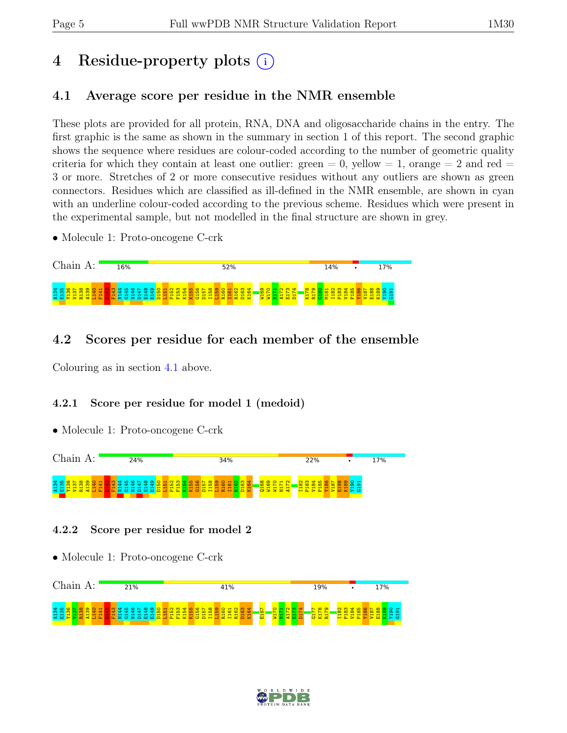# 4 Residue-property plots

## 4.1 Average score per residue in the NMR ensemble

These plots are provided for all protein, RNA, DNA and oligosaccharide chains in the entry. The first graphic is the same as shown in the summary in section 1 of this report. The second graphic shows the sequence where residues are colour-coded according to the number of geometric quality criteria for which they contain at least one outlier: green = 0, yellow = 1, orange = 2 and red = 3 or more. Stretches of 2 or more consecutive residues without any outliers are shown as green connectors. Residues which are classified as ill-defined in the NMR ensemble, are shown in cyan with an underline colour-coded according to the previous scheme. Residues which were present in the experimental sample, but not modelled in the final structure are shown in grey.

- Molecule 1: Proto-oncogene C-crk

Chain A: 16% | 52% | 14% | • | 17%

A134 E135 Y136 V137 R138 A139 L140 F141 D142 F143 N144 G145 N146 D147 E148 E149 D150 L151 P152 F153 K154 K155 G156 D157 I158 L159 R160 I161 R162 D163 K164 W169 W170 N171 A172 E173 D174 K178 R179 G180 M181 I182 P183 V184 P185 Y186 V187 E188 K189 Y190 G191

## 4.2 Scores per residue for each member of the ensemble

Colouring as in section 4.1 above.

### 4.2.1 Score per residue for model 1 (medoid)

- Molecule 1: Proto-oncogene C-crk

Chain A: 24% | 34% | 22% | • | 17%

A134 E135 Y136 V137 R138 A139 L140 F141 D142 F143 N144 G145 N146 D147 E148 E149 D150 L151 P152 F153 K154 K155 G156 D157 I158 L159 R160 I161 R162 D163 K164 Q168 W169 W170 N171 A172 I182 P183 V184 P185 Y186 V187 E188 K189 Y190 G191

### 4.2.2 Score per residue for model 2

- Molecule 1: Proto-oncogene C-crk

Chain A: 21% | 41% | 19% | • | 17%

A134 E135 Y136 V137 R138 A139 L140 F141 D142 F143 N144 G145 N146 D147 E148 E149 D150 L151 P152 F153 K154 K155 G156 D157 I158 L159 R160 I161 R162 D163 K164 E167 W170 N171 A172 E173 D174 G177 K178 R179 I182 P183 V184 P185 Y186 V187 E188 K189 Y190 G191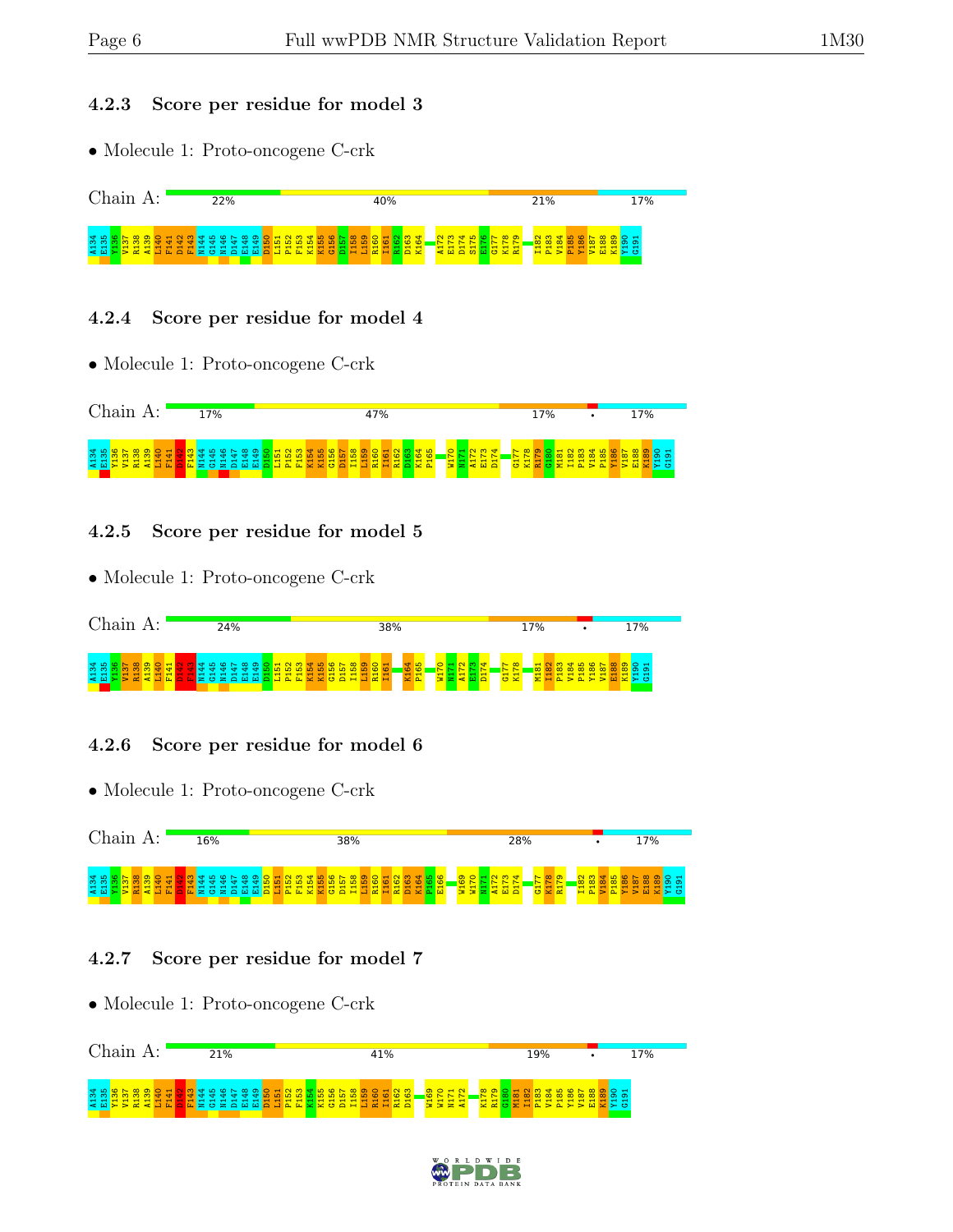### 4.2.3 Score per residue for model 3

- Molecule 1: Proto-oncogene C-crk

Chain A: 22% 40% 21% 17%

A134 E135 V136 V137 R138 A139 L140 F141 D142 F143 N144 G145 N146 D147 E148 E149 D150 L151 P152 F153 K154 K155 G156 D157 I158 L159 R160 I161 R162 D163 K164 A172 E173 D174 S175 E176 G177 K178 R179 I182 P183 V184 P185 Y186 V187 E188 K189 Y190 G191

### 4.2.4 Score per residue for model 4

- Molecule 1: Proto-oncogene C-crk

Chain A: 17% 47% 17% • 17%

A134 E135 V136 V137 R138 A139 L140 F141 D142 F143 N144 G145 N146 D147 E148 E149 D150 L151 P152 F153 K154 K155 G156 D157 I158 L159 R160 I161 R162 D163 K164 P165 W170 N171 A172 E173 D174 G177 K178 R179 G180 M181 I182 P183 V184 P185 Y186 V187 E188 K189 Y190 G191

### 4.2.5 Score per residue for model 5

- Molecule 1: Proto-oncogene C-crk

Chain A: 24% 38% 17% • 17%

A134 E135 V136 V137 R138 A139 L140 F141 D142 F143 N144 G145 N146 D147 E148 E149 D150 L151 P152 F153 K154 K155 G156 D157 I158 L159 R160 I161 K164 P165 W170 N171 A172 E173 D174 G177 K178 M181 I182 P183 V184 P185 Y186 V187 E188 K189 Y190 G191

### 4.2.6 Score per residue for model 6

- Molecule 1: Proto-oncogene C-crk

Chain A: 16% 38% 28% • 17%

A134 E135 V136 V137 R138 A139 L140 F141 D142 F143 N144 G145 N146 D147 E148 E149 D150 L151 P152 F153 K154 K155 G156 D157 I158 L159 R160 I161 R162 D163 K164 P165 E166 W169 W170 N171 A172 E173 D174 G177 K178 R179 I182 P183 V184 P185 Y186 V187 E188 K189 Y190 G191

### 4.2.7 Score per residue for model 7

- Molecule 1: Proto-oncogene C-crk

Chain A: 21% 41% 19% • 17%

A134 E135 V136 V137 R138 A139 L140 F141 D142 F143 N144 G145 N146 D147 E148 E149 D150 L151 P152 F153 K154 K155 G156 D157 I158 L159 R160 I161 R162 D163 W169 W170 N171 A172 K178 R179 G180 M181 I182 P183 V184 P185 Y186 V187 E188 K189 Y190 G191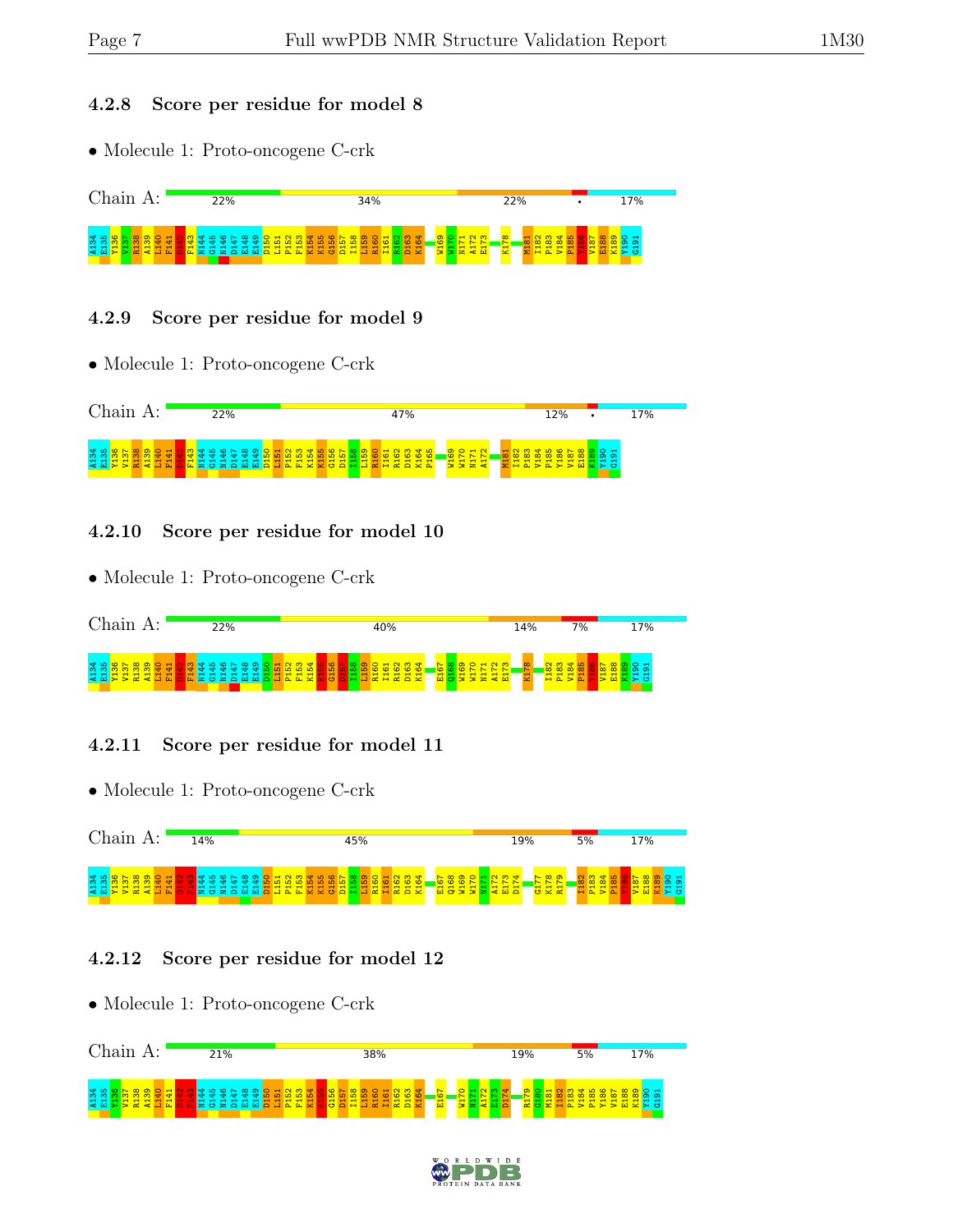### 4.2.8 Score per residue for model 8

- Molecule 1: Proto-oncogene C-crk

Chain A: 22% 34% 22% • 17%

A134 E135 Y136 V137 R138 A139 L140 F141 D142 F143 N144 G145 N146 D147 E148 E149 D150 L151 P152 F153 K154 K155 G156 D157 I158 L159 R160 I161 R162 D163 K164 W169 W170 N171 A172 E173 K178 M181 I182 P183 V184 P185 Y186 V187 E188 K189 Y190 G191

### 4.2.9 Score per residue for model 9

- Molecule 1: Proto-oncogene C-crk

Chain A: 22% 47% 12% • 17%

A134 E135 Y136 V137 R138 A139 L140 F141 D142 F143 N144 G145 N146 D147 E148 E149 D150 L151 P152 F153 K154 K155 G156 D157 I158 L159 R160 I161 R162 D163 K164 P165 W169 W170 N171 A172 M181 I182 P183 V184 P185 Y186 V187 E188 K189 Y190 G191

### 4.2.10 Score per residue for model 10

- Molecule 1: Proto-oncogene C-crk

Chain A: 22% 40% 14% 7% 17%

A134 E135 Y136 V137 R138 A139 L140 F141 D142 F143 N144 G145 N146 D147 E148 E149 D150 L151 P152 F153 K154 K155 G156 D157 I158 L159 R160 I161 R162 D163 K164 E167 Q168 W169 W170 N171 A172 E173 K178 I182 P183 V184 P185 Y186 V187 E188 K189 Y190 G191

### 4.2.11 Score per residue for model 11

- Molecule 1: Proto-oncogene C-crk

Chain A: 14% 45% 19% 5% 17%

A134 E135 Y136 V137 R138 A139 L140 F141 D142 F143 N144 G145 N146 D147 E148 E149 D150 L151 P152 F153 K154 K155 G156 D157 I158 L159 R160 I161 R162 D163 K164 E167 Q168 W169 W170 N171 A172 E173 D174 G177 K178 R179 I182 P183 V184 P185 Y186 V187 E188 K189 Y190 G191

### 4.2.12 Score per residue for model 12

- Molecule 1: Proto-oncogene C-crk

Chain A: 21% 38% 19% 5% 17%

A134 E135 Y136 V137 R138 A139 L140 F141 D142 F143 N144 G145 N146 D147 E148 E149 D150 L151 P152 F153 K154 K155 G156 D157 I158 L159 R160 I161 R162 D163 K164 E167 W170 N171 A172 E173 D174 R179 G180 M181 I182 P183 V184 P185 Y186 V187 E188 K189 Y190 G191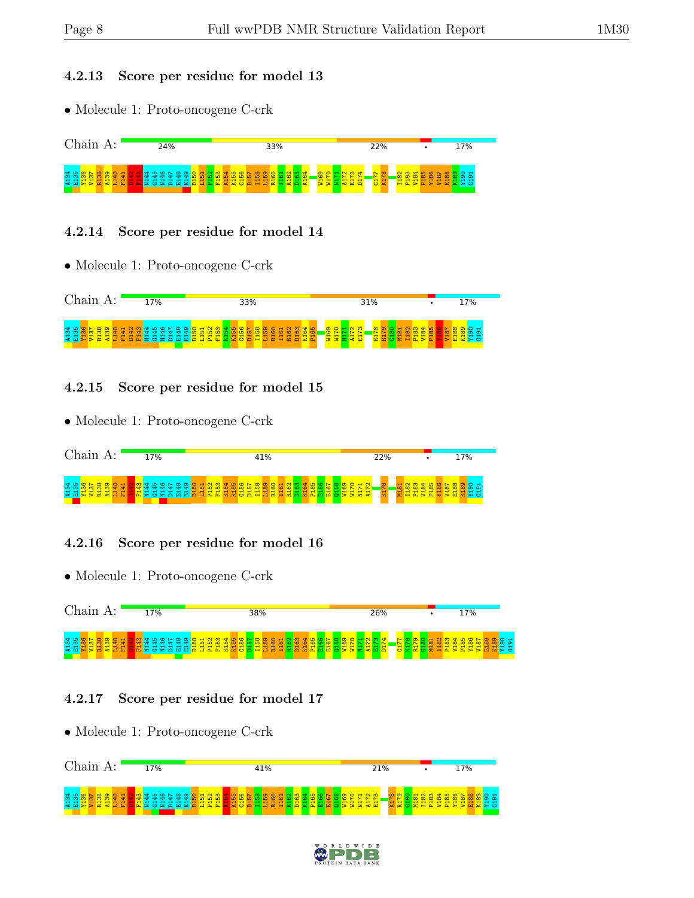### 4.2.13 Score per residue for model 13

- Molecule 1: Proto-oncogene C-crk

Chain A: 24% 33% 22% • 17%

A134 E135 V136 V137 R138 A139 L140 F141 D142 F143 N144 G145 N146 D147 E148 E149 D150 L151 P152 F153 K154 K155 G156 D157 I158 L159 R160 I161 R162 D163 K164 W169 W170 N171 A172 E173 D174 G177 K178 I182 P183 V184 P185 Y186 V187 E188 K189 Y190 G191

### 4.2.14 Score per residue for model 14

- Molecule 1: Proto-oncogene C-crk

Chain A: 17% 33% 31% • 17%

A134 E135 V136 V137 R138 A139 L140 F141 D142 F143 N144 G145 N146 D147 E148 E149 D150 L151 P152 F153 K154 K155 G156 D157 I158 L159 R160 I161 R162 D163 K164 P165 W169 W170 N171 A172 E173 K178 R179 G180 M181 I182 P183 V184 P185 Y186 V187 E188 K189 Y190 G191

### 4.2.15 Score per residue for model 15

- Molecule 1: Proto-oncogene C-crk

Chain A: 17% 41% 22% • 17%

A134 E135 V136 V137 R138 A139 L140 F141 D142 F143 N144 G145 N146 D147 E148 E149 D150 L151 P152 F153 K154 K155 G156 D157 I158 L159 R160 I161 R162 D163 K164 P165 E166 E167 Q168 W169 W170 N171 A172 K178 M181 I182 P183 V184 P185 Y186 V187 E188 K189 Y190 G191

### 4.2.16 Score per residue for model 16

- Molecule 1: Proto-oncogene C-crk

Chain A: 17% 38% 26% • 17%

A134 E135 V136 V137 R138 A139 L140 F141 D142 F143 N144 G145 N146 D147 E148 E149 D150 L151 P152 F153 K154 K155 G156 D157 I158 L159 R160 I161 R162 D163 K164 P165 E166 E167 Q168 W169 W170 N171 A172 E173 D174 G177 K178 R179 G180 M181 I182 P183 V184 P185 Y186 V187 E188 K189 Y190 G191

### 4.2.17 Score per residue for model 17

- Molecule 1: Proto-oncogene C-crk

Chain A: 17% 41% 21% • 17%

A134 E135 V136 V137 R138 A139 L140 F141 D142 F143 N144 G145 N146 D147 E148 E149 D150 L151 P152 F153 K154 K155 G156 D157 I158 L159 R160 I161 R162 D163 K164 P165 E166 E167 Q168 W169 W170 N171 A172 E173 K178 R179 G180 M181 I182 P183 V184 P185 Y186 V187 E188 K189 Y190 G191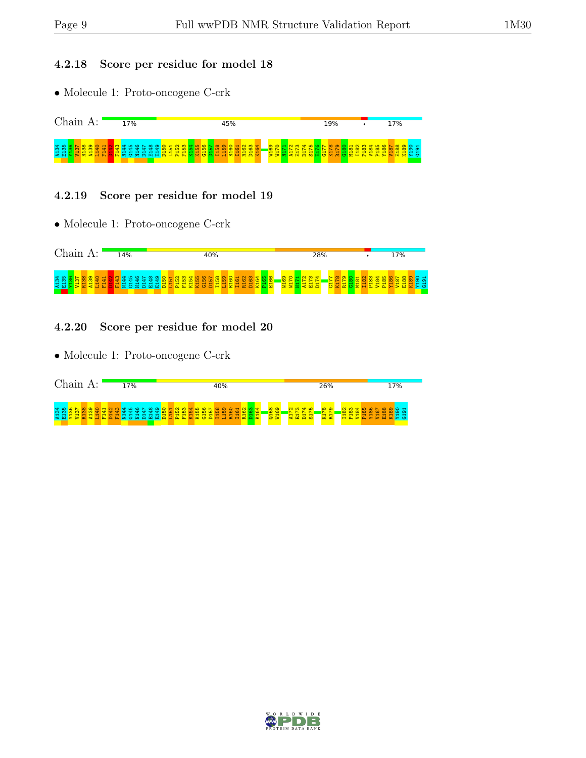### 4.2.18 Score per residue for model 18

- Molecule 1: Proto-oncogene C-crk

Chain A: 17% 45% 19% • 17%

A134 E135 Y136 V137 R138 A139 L140 F141 D142 F143 N144 G145 N146 D147 E148 E149 D150 L151 P152 F153 K154 K155 G156 D157 I158 L159 R160 I161 R162 D163 K164 W169 W170 N171 A172 E173 D174 S175 E176 G177 K178 R179 G180 M181 I182 P183 V184 P185 Y186 V187 E188 K189 Y190 G191

### 4.2.19 Score per residue for model 19

- Molecule 1: Proto-oncogene C-crk

Chain A: 14% 40% 28% • 17%

A134 E135 Y136 V137 R138 A139 L140 F141 D142 F143 N144 G145 N146 D147 E148 E149 D150 L151 P152 F153 K154 K155 G156 D157 I158 L159 R160 I161 R162 D163 K164 P165 E166 W169 W170 N171 A172 E173 D174 G177 K178 R179 G180 M181 I182 P183 V184 P185 Y186 V187 E188 K189 Y190 G191

### 4.2.20 Score per residue for model 20

- Molecule 1: Proto-oncogene C-crk

Chain A: 17% 40% 26% 17%

A134 E135 Y136 V137 R138 A139 L140 F141 D142 F143 N144 G145 N146 D147 E148 E149 D150 L151 P152 F153 K154 K155 G156 D157 I158 L159 R160 I161 R162 D163 K164 Q168 W169 A172 E173 D174 S175 K178 R179 I182 P183 V184 P185 Y186 V187 E188 K189 Y190 G191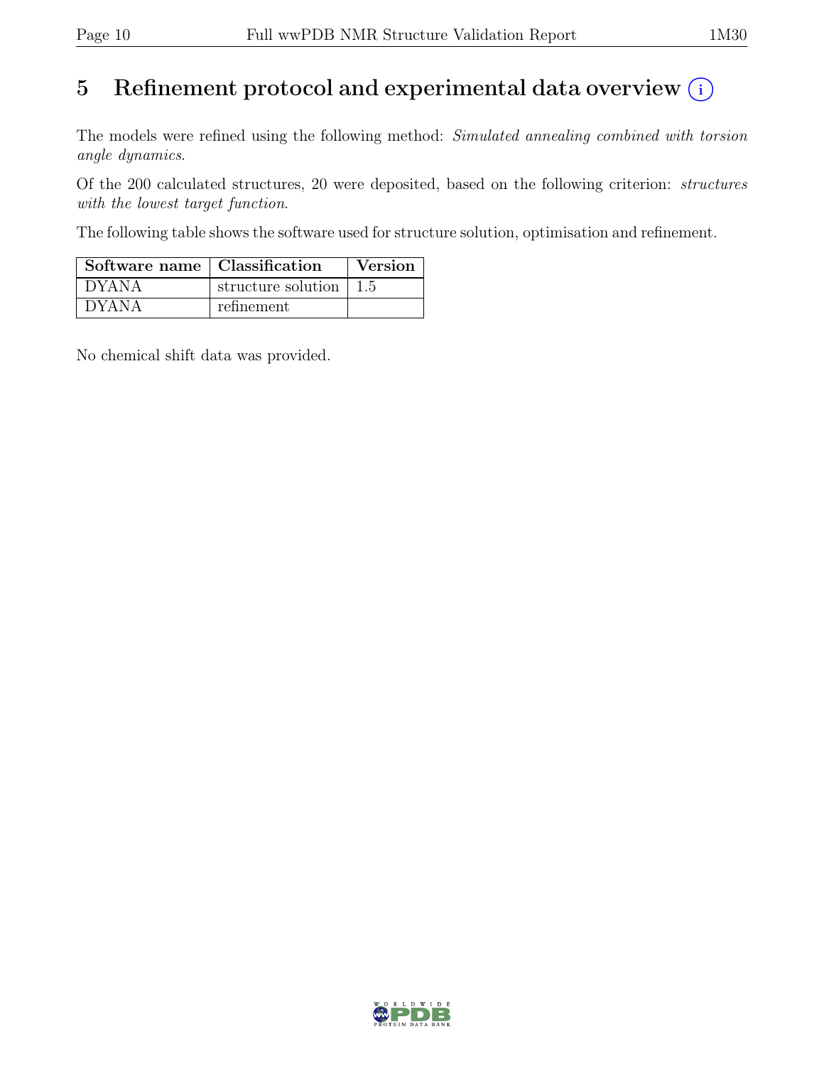# 5 Refinement protocol and experimental data overview (i)

The models were refined using the following method: *Simulated annealing combined with torsion angle dynamics*.

Of the 200 calculated structures, 20 were deposited, based on the following criterion: *structures with the lowest target function*.

The following table shows the software used for structure solution, optimisation and refinement.

| Software name | Classification | Version |
|---|---|---|
| DYANA | structure solution | 1.5 |
| DYANA | refinement | |

No chemical shift data was provided.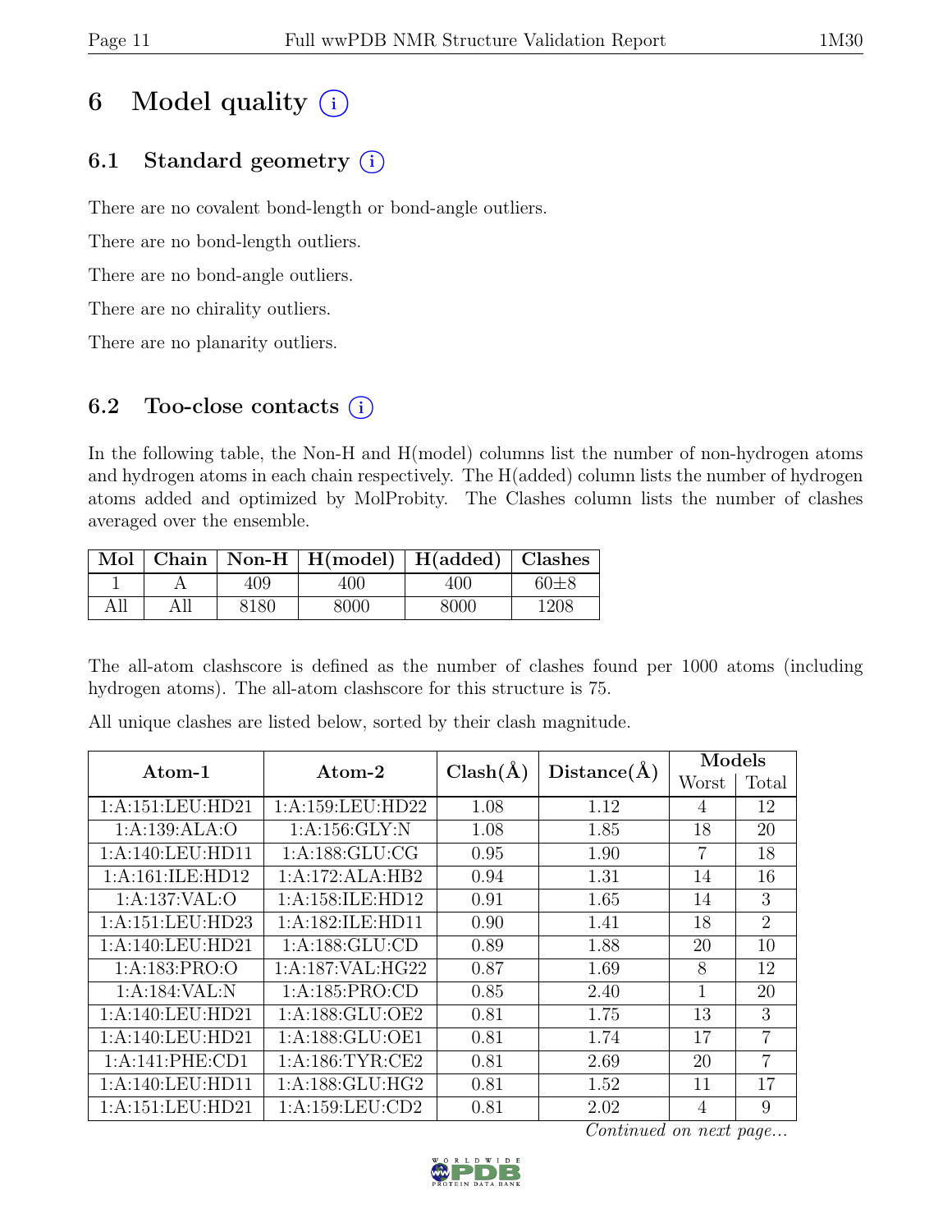# 6 Model quality (i)

## 6.1 Standard geometry (i)

There are no covalent bond-length or bond-angle outliers.

There are no bond-length outliers.

There are no bond-angle outliers.

There are no chirality outliers.

There are no planarity outliers.

## 6.2 Too-close contacts (i)

In the following table, the Non-H and H(model) columns list the number of non-hydrogen atoms and hydrogen atoms in each chain respectively. The H(added) column lists the number of hydrogen atoms added and optimized by MolProbity. The Clashes column lists the number of clashes averaged over the ensemble.

| Mol | Chain | Non-H | H(model) | H(added) | Clashes |
|---|---|---|---|---|---|
| 1 | A | 409 | 400 | 400 | 60±8 |
| All | All | 8180 | 8000 | 8000 | 1208 |

The all-atom clashscore is defined as the number of clashes found per 1000 atoms (including hydrogen atoms). The all-atom clashscore for this structure is 75.

All unique clashes are listed below, sorted by their clash magnitude.

| Atom-1 | Atom-2 | Clash(Å) | Distance(Å) | Models | |
|---|---|---|---|---|---|
| | | | | Worst | Total |
| 1:A:151:LEU:HD21 | 1:A:159:LEU:HD22 | 1.08 | 1.12 | 4 | 12 |
| 1:A:139:ALA:O | 1:A:156:GLY:N | 1.08 | 1.85 | 18 | 20 |
| 1:A:140:LEU:HD11 | 1:A:188:GLU:CG | 0.95 | 1.90 | 7 | 18 |
| 1:A:161:ILE:HD12 | 1:A:172:ALA:HB2 | 0.94 | 1.31 | 14 | 16 |
| 1:A:137:VAL:O | 1:A:158:ILE:HD12 | 0.91 | 1.65 | 14 | 3 |
| 1:A:151:LEU:HD23 | 1:A:182:ILE:HD11 | 0.90 | 1.41 | 18 | 2 |
| 1:A:140:LEU:HD21 | 1:A:188:GLU:CD | 0.89 | 1.88 | 20 | 10 |
| 1:A:183:PRO:O | 1:A:187:VAL:HG22 | 0.87 | 1.69 | 8 | 12 |
| 1:A:184:VAL:N | 1:A:185:PRO:CD | 0.85 | 2.40 | 1 | 20 |
| 1:A:140:LEU:HD21 | 1:A:188:GLU:OE2 | 0.81 | 1.75 | 13 | 3 |
| 1:A:140:LEU:HD21 | 1:A:188:GLU:OE1 | 0.81 | 1.74 | 17 | 7 |
| 1:A:141:PHE:CD1 | 1:A:186:TYR:CE2 | 0.81 | 2.69 | 20 | 7 |
| 1:A:140:LEU:HD11 | 1:A:188:GLU:HG2 | 0.81 | 1.52 | 11 | 17 |
| 1:A:151:LEU:HD21 | 1:A:159:LEU:CD2 | 0.81 | 2.02 | 4 | 9 |

*Continued on next page...*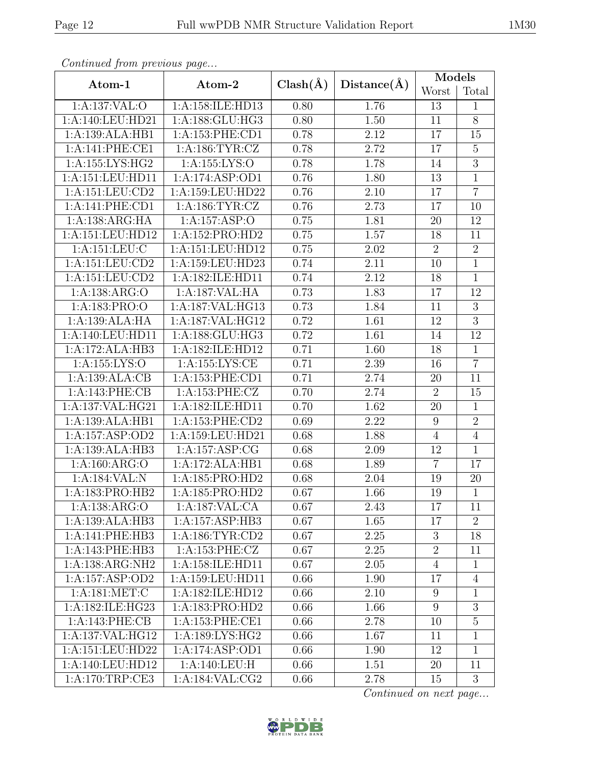*Continued from previous page...*

| Atom-1 | Atom-2 | Clash(Å) | Distance(Å) | Models | |
|---|---|---|---|---|---|
| | | | | Worst | Total |
| 1:A:137:VAL:O | 1:A:158:ILE:HD13 | 0.80 | 1.76 | 13 | 1 |
| 1:A:140:LEU:HD21 | 1:A:188:GLU:HG3 | 0.80 | 1.50 | 11 | 8 |
| 1:A:139:ALA:HB1 | 1:A:153:PHE:CD1 | 0.78 | 2.12 | 17 | 15 |
| 1:A:141:PHE:CE1 | 1:A:186:TYR:CZ | 0.78 | 2.72 | 17 | 5 |
| 1:A:155:LYS:HG2 | 1:A:155:LYS:O | 0.78 | 1.78 | 14 | 3 |
| 1:A:151:LEU:HD11 | 1:A:174:ASP:OD1 | 0.76 | 1.80 | 13 | 1 |
| 1:A:151:LEU:CD2 | 1:A:159:LEU:HD22 | 0.76 | 2.10 | 17 | 7 |
| 1:A:141:PHE:CD1 | 1:A:186:TYR:CZ | 0.76 | 2.73 | 17 | 10 |
| 1:A:138:ARG:HA | 1:A:157:ASP:O | 0.75 | 1.81 | 20 | 12 |
| 1:A:151:LEU:HD12 | 1:A:152:PRO:HD2 | 0.75 | 1.57 | 18 | 11 |
| 1:A:151:LEU:C | 1:A:151:LEU:HD12 | 0.75 | 2.02 | 2 | 2 |
| 1:A:151:LEU:CD2 | 1:A:159:LEU:HD23 | 0.74 | 2.11 | 10 | 1 |
| 1:A:151:LEU:CD2 | 1:A:182:ILE:HD11 | 0.74 | 2.12 | 18 | 1 |
| 1:A:138:ARG:O | 1:A:187:VAL:HA | 0.73 | 1.83 | 17 | 12 |
| 1:A:183:PRO:O | 1:A:187:VAL:HG13 | 0.73 | 1.84 | 11 | 3 |
| 1:A:139:ALA:HA | 1:A:187:VAL:HG12 | 0.72 | 1.61 | 12 | 3 |
| 1:A:140:LEU:HD11 | 1:A:188:GLU:HG3 | 0.72 | 1.61 | 14 | 12 |
| 1:A:172:ALA:HB3 | 1:A:182:ILE:HD12 | 0.71 | 1.60 | 18 | 1 |
| 1:A:155:LYS:O | 1:A:155:LYS:CE | 0.71 | 2.39 | 16 | 7 |
| 1:A:139:ALA:CB | 1:A:153:PHE:CD1 | 0.71 | 2.74 | 20 | 11 |
| 1:A:143:PHE:CB | 1:A:153:PHE:CZ | 0.70 | 2.74 | 2 | 15 |
| 1:A:137:VAL:HG21 | 1:A:182:ILE:HD11 | 0.70 | 1.62 | 20 | 1 |
| 1:A:139:ALA:HB1 | 1:A:153:PHE:CD2 | 0.69 | 2.22 | 9 | 2 |
| 1:A:157:ASP:OD2 | 1:A:159:LEU:HD21 | 0.68 | 1.88 | 4 | 4 |
| 1:A:139:ALA:HB3 | 1:A:157:ASP:CG | 0.68 | 2.09 | 12 | 1 |
| 1:A:160:ARG:O | 1:A:172:ALA:HB1 | 0.68 | 1.89 | 7 | 17 |
| 1:A:184:VAL:N | 1:A:185:PRO:HD2 | 0.68 | 2.04 | 19 | 20 |
| 1:A:183:PRO:HB2 | 1:A:185:PRO:HD2 | 0.67 | 1.66 | 19 | 1 |
| 1:A:138:ARG:O | 1:A:187:VAL:CA | 0.67 | 2.43 | 17 | 11 |
| 1:A:139:ALA:HB3 | 1:A:157:ASP:HB3 | 0.67 | 1.65 | 17 | 2 |
| 1:A:141:PHE:HB3 | 1:A:186:TYR:CD2 | 0.67 | 2.25 | 3 | 18 |
| 1:A:143:PHE:HB3 | 1:A:153:PHE:CZ | 0.67 | 2.25 | 2 | 11 |
| 1:A:138:ARG:NH2 | 1:A:158:ILE:HD11 | 0.67 | 2.05 | 4 | 1 |
| 1:A:157:ASP:OD2 | 1:A:159:LEU:HD11 | 0.66 | 1.90 | 17 | 4 |
| 1:A:181:MET:C | 1:A:182:ILE:HD12 | 0.66 | 2.10 | 9 | 1 |
| 1:A:182:ILE:HG23 | 1:A:183:PRO:HD2 | 0.66 | 1.66 | 9 | 3 |
| 1:A:143:PHE:CB | 1:A:153:PHE:CE1 | 0.66 | 2.78 | 10 | 5 |
| 1:A:137:VAL:HG12 | 1:A:189:LYS:HG2 | 0.66 | 1.67 | 11 | 1 |
| 1:A:151:LEU:HD22 | 1:A:174:ASP:OD1 | 0.66 | 1.90 | 12 | 1 |
| 1:A:140:LEU:HD12 | 1:A:140:LEU:H | 0.66 | 1.51 | 20 | 11 |
| 1:A:170:TRP:CE3 | 1:A:184:VAL:CG2 | 0.66 | 2.78 | 15 | 3 |

*Continued on next page...*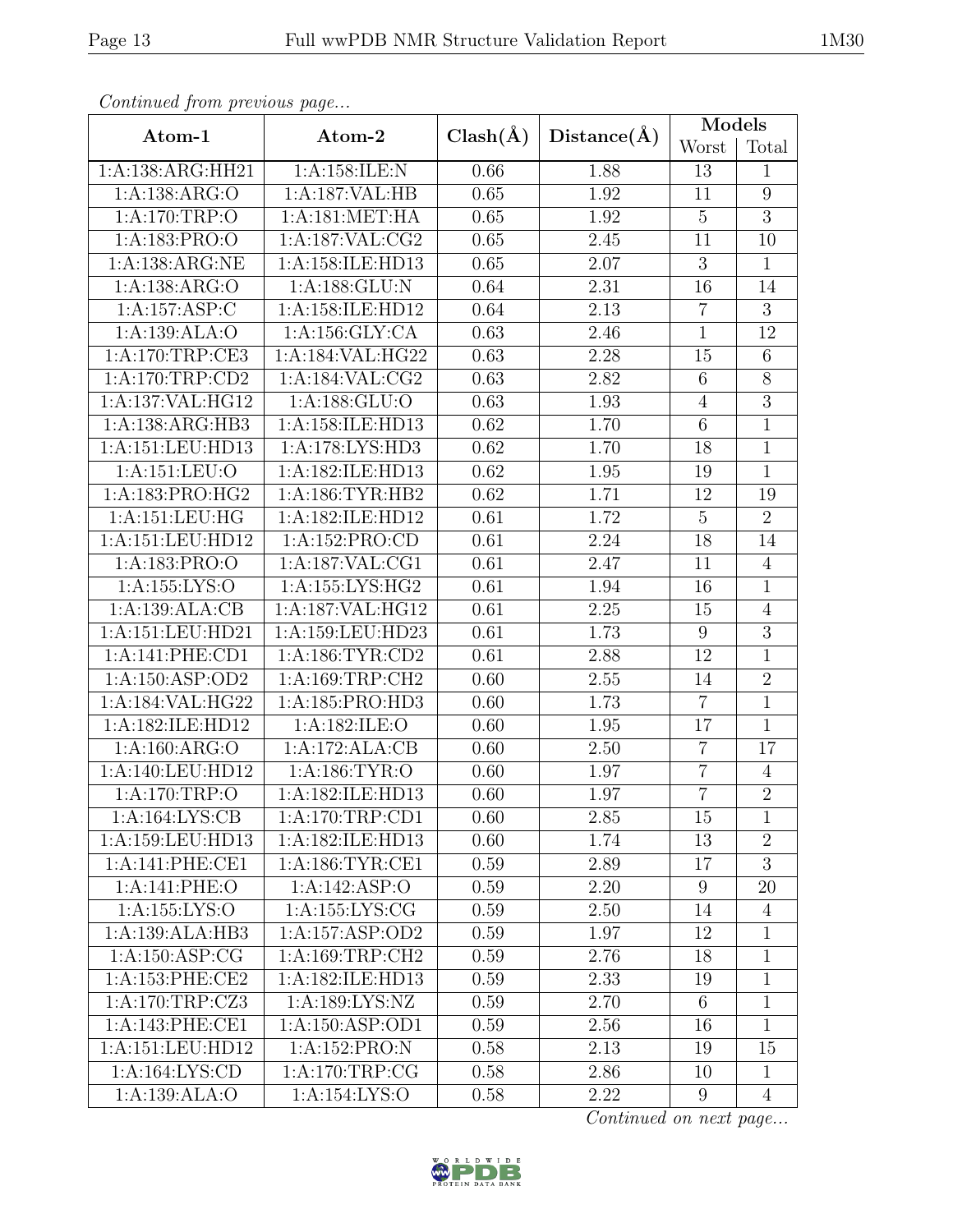*Continued from previous page...*

| Atom-1 | Atom-2 | Clash(Å) | Distance(Å) | Models | |
|---|---|---|---|---|---|
| | | | | Worst | Total |
| 1:A:138:ARG:HH21 | 1:A:158:ILE:N | 0.66 | 1.88 | 13 | 1 |
| 1:A:138:ARG:O | 1:A:187:VAL:HB | 0.65 | 1.92 | 11 | 9 |
| 1:A:170:TRP:O | 1:A:181:MET:HA | 0.65 | 1.92 | 5 | 3 |
| 1:A:183:PRO:O | 1:A:187:VAL:CG2 | 0.65 | 2.45 | 11 | 10 |
| 1:A:138:ARG:NE | 1:A:158:ILE:HD13 | 0.65 | 2.07 | 3 | 1 |
| 1:A:138:ARG:O | 1:A:188:GLU:N | 0.64 | 2.31 | 16 | 14 |
| 1:A:157:ASP:C | 1:A:158:ILE:HD12 | 0.64 | 2.13 | 7 | 3 |
| 1:A:139:ALA:O | 1:A:156:GLY:CA | 0.63 | 2.46 | 1 | 12 |
| 1:A:170:TRP:CE3 | 1:A:184:VAL:HG22 | 0.63 | 2.28 | 15 | 6 |
| 1:A:170:TRP:CD2 | 1:A:184:VAL:CG2 | 0.63 | 2.82 | 6 | 8 |
| 1:A:137:VAL:HG12 | 1:A:188:GLU:O | 0.63 | 1.93 | 4 | 3 |
| 1:A:138:ARG:HB3 | 1:A:158:ILE:HD13 | 0.62 | 1.70 | 6 | 1 |
| 1:A:151:LEU:HD13 | 1:A:178:LYS:HD3 | 0.62 | 1.70 | 18 | 1 |
| 1:A:151:LEU:O | 1:A:182:ILE:HD13 | 0.62 | 1.95 | 19 | 1 |
| 1:A:183:PRO:HG2 | 1:A:186:TYR:HB2 | 0.62 | 1.71 | 12 | 19 |
| 1:A:151:LEU:HG | 1:A:182:ILE:HD12 | 0.61 | 1.72 | 5 | 2 |
| 1:A:151:LEU:HD12 | 1:A:152:PRO:CD | 0.61 | 2.24 | 18 | 14 |
| 1:A:183:PRO:O | 1:A:187:VAL:CG1 | 0.61 | 2.47 | 11 | 4 |
| 1:A:155:LYS:O | 1:A:155:LYS:HG2 | 0.61 | 1.94 | 16 | 1 |
| 1:A:139:ALA:CB | 1:A:187:VAL:HG12 | 0.61 | 2.25 | 15 | 4 |
| 1:A:151:LEU:HD21 | 1:A:159:LEU:HD23 | 0.61 | 1.73 | 9 | 3 |
| 1:A:141:PHE:CD1 | 1:A:186:TYR:CD2 | 0.61 | 2.88 | 12 | 1 |
| 1:A:150:ASP:OD2 | 1:A:169:TRP:CH2 | 0.60 | 2.55 | 14 | 2 |
| 1:A:184:VAL:HG22 | 1:A:185:PRO:HD3 | 0.60 | 1.73 | 7 | 1 |
| 1:A:182:ILE:HD12 | 1:A:182:ILE:O | 0.60 | 1.95 | 17 | 1 |
| 1:A:160:ARG:O | 1:A:172:ALA:CB | 0.60 | 2.50 | 7 | 17 |
| 1:A:140:LEU:HD12 | 1:A:186:TYR:O | 0.60 | 1.97 | 7 | 4 |
| 1:A:170:TRP:O | 1:A:182:ILE:HD13 | 0.60 | 1.97 | 7 | 2 |
| 1:A:164:LYS:CB | 1:A:170:TRP:CD1 | 0.60 | 2.85 | 15 | 1 |
| 1:A:159:LEU:HD13 | 1:A:182:ILE:HD13 | 0.60 | 1.74 | 13 | 2 |
| 1:A:141:PHE:CE1 | 1:A:186:TYR:CE1 | 0.59 | 2.89 | 17 | 3 |
| 1:A:141:PHE:O | 1:A:142:ASP:O | 0.59 | 2.20 | 9 | 20 |
| 1:A:155:LYS:O | 1:A:155:LYS:CG | 0.59 | 2.50 | 14 | 4 |
| 1:A:139:ALA:HB3 | 1:A:157:ASP:OD2 | 0.59 | 1.97 | 12 | 1 |
| 1:A:150:ASP:CG | 1:A:169:TRP:CH2 | 0.59 | 2.76 | 18 | 1 |
| 1:A:153:PHE:CE2 | 1:A:182:ILE:HD13 | 0.59 | 2.33 | 19 | 1 |
| 1:A:170:TRP:CZ3 | 1:A:189:LYS:NZ | 0.59 | 2.70 | 6 | 1 |
| 1:A:143:PHE:CE1 | 1:A:150:ASP:OD1 | 0.59 | 2.56 | 16 | 1 |
| 1:A:151:LEU:HD12 | 1:A:152:PRO:N | 0.58 | 2.13 | 19 | 15 |
| 1:A:164:LYS:CD | 1:A:170:TRP:CG | 0.58 | 2.86 | 10 | 1 |
| 1:A:139:ALA:O | 1:A:154:LYS:O | 0.58 | 2.22 | 9 | 4 |

*Continued on next page...*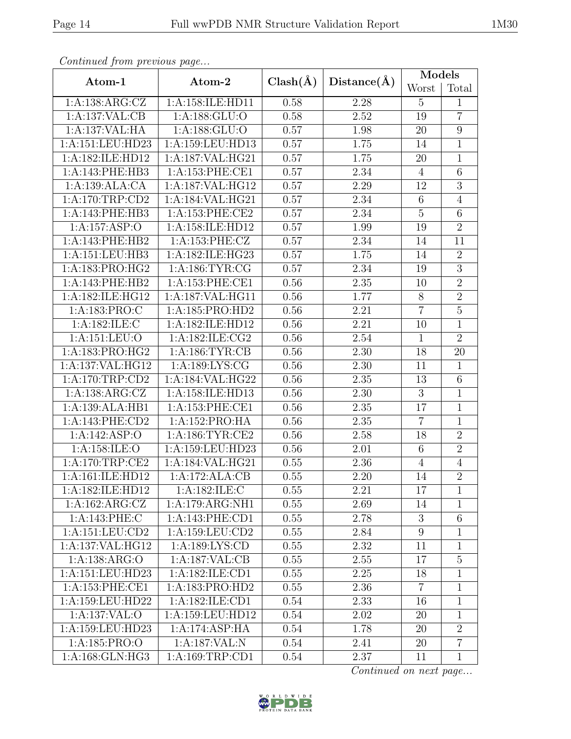*Continued from previous page...*

| Atom-1 | Atom-2 | Clash(Å) | Distance(Å) | Models | |
|---|---|---|---|---|---|
| | | | | Worst | Total |
| 1:A:138:ARG:CZ | 1:A:158:ILE:HD11 | 0.58 | 2.28 | 5 | 1 |
| 1:A:137:VAL:CB | 1:A:188:GLU:O | 0.58 | 2.52 | 19 | 7 |
| 1:A:137:VAL:HA | 1:A:188:GLU:O | 0.57 | 1.98 | 20 | 9 |
| 1:A:151:LEU:HD23 | 1:A:159:LEU:HD13 | 0.57 | 1.75 | 14 | 1 |
| 1:A:182:ILE:HD12 | 1:A:187:VAL:HG21 | 0.57 | 1.75 | 20 | 1 |
| 1:A:143:PHE:HB3 | 1:A:153:PHE:CE1 | 0.57 | 2.34 | 4 | 6 |
| 1:A:139:ALA:CA | 1:A:187:VAL:HG12 | 0.57 | 2.29 | 12 | 3 |
| 1:A:170:TRP:CD2 | 1:A:184:VAL:HG21 | 0.57 | 2.34 | 6 | 4 |
| 1:A:143:PHE:HB3 | 1:A:153:PHE:CE2 | 0.57 | 2.34 | 5 | 6 |
| 1:A:157:ASP:O | 1:A:158:ILE:HD12 | 0.57 | 1.99 | 19 | 2 |
| 1:A:143:PHE:HB2 | 1:A:153:PHE:CZ | 0.57 | 2.34 | 14 | 11 |
| 1:A:151:LEU:HB3 | 1:A:182:ILE:HG23 | 0.57 | 1.75 | 14 | 2 |
| 1:A:183:PRO:HG2 | 1:A:186:TYR:CG | 0.57 | 2.34 | 19 | 3 |
| 1:A:143:PHE:HB2 | 1:A:153:PHE:CE1 | 0.56 | 2.35 | 10 | 2 |
| 1:A:182:ILE:HG12 | 1:A:187:VAL:HG11 | 0.56 | 1.77 | 8 | 2 |
| 1:A:183:PRO:C | 1:A:185:PRO:HD2 | 0.56 | 2.21 | 7 | 5 |
| 1:A:182:ILE:C | 1:A:182:ILE:HD12 | 0.56 | 2.21 | 10 | 1 |
| 1:A:151:LEU:O | 1:A:182:ILE:CG2 | 0.56 | 2.54 | 1 | 2 |
| 1:A:183:PRO:HG2 | 1:A:186:TYR:CB | 0.56 | 2.30 | 18 | 20 |
| 1:A:137:VAL:HG12 | 1:A:189:LYS:CG | 0.56 | 2.30 | 11 | 1 |
| 1:A:170:TRP:CD2 | 1:A:184:VAL:HG22 | 0.56 | 2.35 | 13 | 6 |
| 1:A:138:ARG:CZ | 1:A:158:ILE:HD13 | 0.56 | 2.30 | 3 | 1 |
| 1:A:139:ALA:HB1 | 1:A:153:PHE:CE1 | 0.56 | 2.35 | 17 | 1 |
| 1:A:143:PHE:CD2 | 1:A:152:PRO:HA | 0.56 | 2.35 | 7 | 1 |
| 1:A:142:ASP:O | 1:A:186:TYR:CE2 | 0.56 | 2.58 | 18 | 2 |
| 1:A:158:ILE:O | 1:A:159:LEU:HD23 | 0.56 | 2.01 | 6 | 2 |
| 1:A:170:TRP:CE2 | 1:A:184:VAL:HG21 | 0.55 | 2.36 | 4 | 4 |
| 1:A:161:ILE:HD12 | 1:A:172:ALA:CB | 0.55 | 2.20 | 14 | 2 |
| 1:A:182:ILE:HD12 | 1:A:182:ILE:C | 0.55 | 2.21 | 17 | 1 |
| 1:A:162:ARG:CZ | 1:A:179:ARG:NH1 | 0.55 | 2.69 | 14 | 1 |
| 1:A:143:PHE:C | 1:A:143:PHE:CD1 | 0.55 | 2.78 | 3 | 6 |
| 1:A:151:LEU:CD2 | 1:A:159:LEU:CD2 | 0.55 | 2.84 | 9 | 1 |
| 1:A:137:VAL:HG12 | 1:A:189:LYS:CD | 0.55 | 2.32 | 11 | 1 |
| 1:A:138:ARG:O | 1:A:187:VAL:CB | 0.55 | 2.55 | 17 | 5 |
| 1:A:151:LEU:HD23 | 1:A:182:ILE:CD1 | 0.55 | 2.25 | 18 | 1 |
| 1:A:153:PHE:CE1 | 1:A:183:PRO:HD2 | 0.55 | 2.36 | 7 | 1 |
| 1:A:159:LEU:HD22 | 1:A:182:ILE:CD1 | 0.54 | 2.33 | 16 | 1 |
| 1:A:137:VAL:O | 1:A:159:LEU:HD12 | 0.54 | 2.02 | 20 | 1 |
| 1:A:159:LEU:HD23 | 1:A:174:ASP:HA | 0.54 | 1.78 | 20 | 2 |
| 1:A:185:PRO:O | 1:A:187:VAL:N | 0.54 | 2.41 | 20 | 7 |
| 1:A:168:GLN:HG3 | 1:A:169:TRP:CD1 | 0.54 | 2.37 | 11 | 1 |

*Continued on next page...*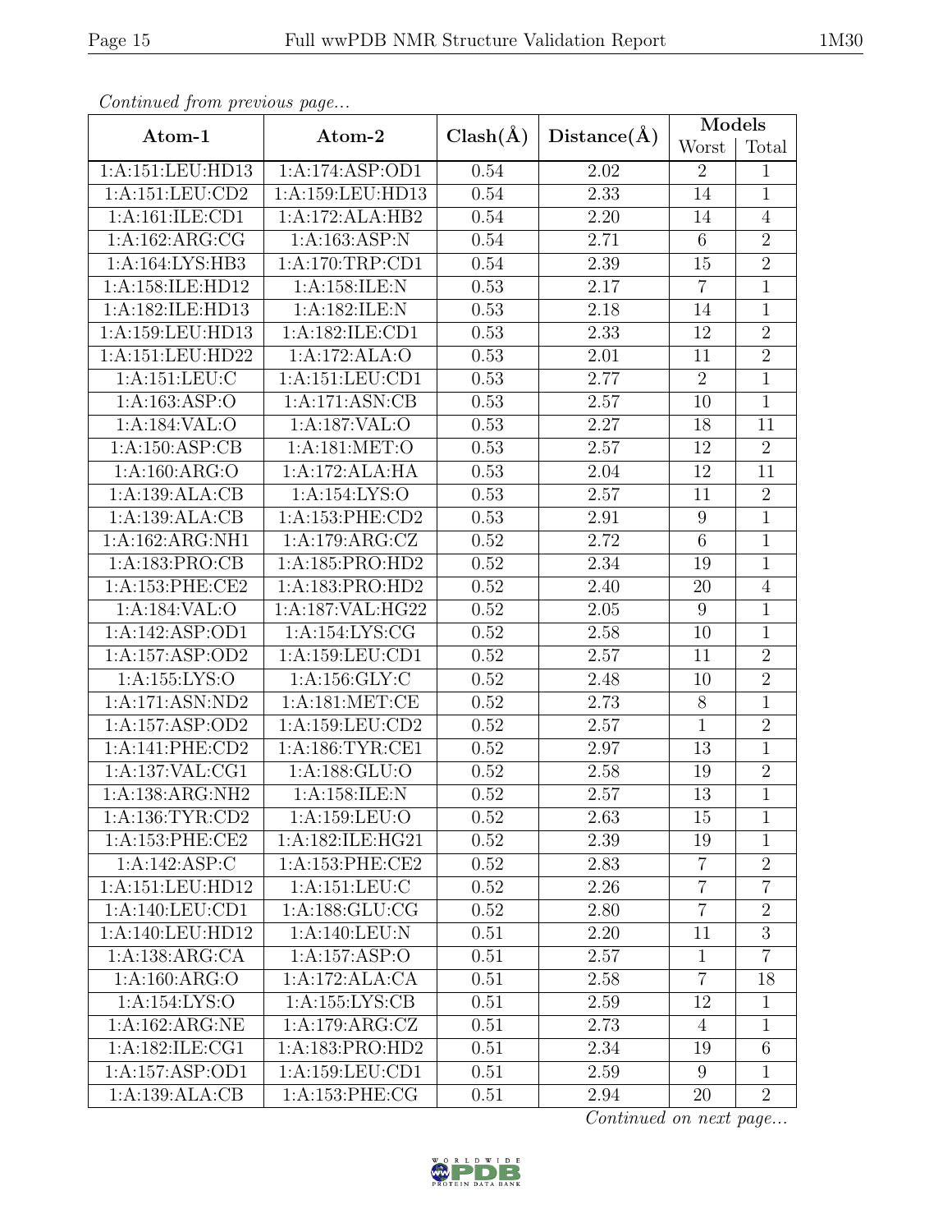*Continued from previous page...*

| Atom-1 | Atom-2 | Clash(Å) | Distance(Å) | Models | |
|---|---|---|---|---|---|
| | | | | Worst | Total |
| 1:A:151:LEU:HD13 | 1:A:174:ASP:OD1 | 0.54 | 2.02 | 2 | 1 |
| 1:A:151:LEU:CD2 | 1:A:159:LEU:HD13 | 0.54 | 2.33 | 14 | 1 |
| 1:A:161:ILE:CD1 | 1:A:172:ALA:HB2 | 0.54 | 2.20 | 14 | 4 |
| 1:A:162:ARG:CG | 1:A:163:ASP:N | 0.54 | 2.71 | 6 | 2 |
| 1:A:164:LYS:HB3 | 1:A:170:TRP:CD1 | 0.54 | 2.39 | 15 | 2 |
| 1:A:158:ILE:HD12 | 1:A:158:ILE:N | 0.53 | 2.17 | 7 | 1 |
| 1:A:182:ILE:HD13 | 1:A:182:ILE:N | 0.53 | 2.18 | 14 | 1 |
| 1:A:159:LEU:HD13 | 1:A:182:ILE:CD1 | 0.53 | 2.33 | 12 | 2 |
| 1:A:151:LEU:HD22 | 1:A:172:ALA:O | 0.53 | 2.01 | 11 | 2 |
| 1:A:151:LEU:C | 1:A:151:LEU:CD1 | 0.53 | 2.77 | 2 | 1 |
| 1:A:163:ASP:O | 1:A:171:ASN:CB | 0.53 | 2.57 | 10 | 1 |
| 1:A:184:VAL:O | 1:A:187:VAL:O | 0.53 | 2.27 | 18 | 11 |
| 1:A:150:ASP:CB | 1:A:181:MET:O | 0.53 | 2.57 | 12 | 2 |
| 1:A:160:ARG:O | 1:A:172:ALA:HA | 0.53 | 2.04 | 12 | 11 |
| 1:A:139:ALA:CB | 1:A:154:LYS:O | 0.53 | 2.57 | 11 | 2 |
| 1:A:139:ALA:CB | 1:A:153:PHE:CD2 | 0.53 | 2.91 | 9 | 1 |
| 1:A:162:ARG:NH1 | 1:A:179:ARG:CZ | 0.52 | 2.72 | 6 | 1 |
| 1:A:183:PRO:CB | 1:A:185:PRO:HD2 | 0.52 | 2.34 | 19 | 1 |
| 1:A:153:PHE:CE2 | 1:A:183:PRO:HD2 | 0.52 | 2.40 | 20 | 4 |
| 1:A:184:VAL:O | 1:A:187:VAL:HG22 | 0.52 | 2.05 | 9 | 1 |
| 1:A:142:ASP:OD1 | 1:A:154:LYS:CG | 0.52 | 2.58 | 10 | 1 |
| 1:A:157:ASP:OD2 | 1:A:159:LEU:CD1 | 0.52 | 2.57 | 11 | 2 |
| 1:A:155:LYS:O | 1:A:156:GLY:C | 0.52 | 2.48 | 10 | 2 |
| 1:A:171:ASN:ND2 | 1:A:181:MET:CE | 0.52 | 2.73 | 8 | 1 |
| 1:A:157:ASP:OD2 | 1:A:159:LEU:CD2 | 0.52 | 2.57 | 1 | 2 |
| 1:A:141:PHE:CD2 | 1:A:186:TYR:CE1 | 0.52 | 2.97 | 13 | 1 |
| 1:A:137:VAL:CG1 | 1:A:188:GLU:O | 0.52 | 2.58 | 19 | 2 |
| 1:A:138:ARG:NH2 | 1:A:158:ILE:N | 0.52 | 2.57 | 13 | 1 |
| 1:A:136:TYR:CD2 | 1:A:159:LEU:O | 0.52 | 2.63 | 15 | 1 |
| 1:A:153:PHE:CE2 | 1:A:182:ILE:HG21 | 0.52 | 2.39 | 19 | 1 |
| 1:A:142:ASP:C | 1:A:153:PHE:CE2 | 0.52 | 2.83 | 7 | 2 |
| 1:A:151:LEU:HD12 | 1:A:151:LEU:C | 0.52 | 2.26 | 7 | 7 |
| 1:A:140:LEU:CD1 | 1:A:188:GLU:CG | 0.52 | 2.80 | 7 | 2 |
| 1:A:140:LEU:HD12 | 1:A:140:LEU:N | 0.51 | 2.20 | 11 | 3 |
| 1:A:138:ARG:CA | 1:A:157:ASP:O | 0.51 | 2.57 | 1 | 7 |
| 1:A:160:ARG:O | 1:A:172:ALA:CA | 0.51 | 2.58 | 7 | 18 |
| 1:A:154:LYS:O | 1:A:155:LYS:CB | 0.51 | 2.59 | 12 | 1 |
| 1:A:162:ARG:NE | 1:A:179:ARG:CZ | 0.51 | 2.73 | 4 | 1 |
| 1:A:182:ILE:CG1 | 1:A:183:PRO:HD2 | 0.51 | 2.34 | 19 | 6 |
| 1:A:157:ASP:OD1 | 1:A:159:LEU:CD1 | 0.51 | 2.59 | 9 | 1 |
| 1:A:139:ALA:CB | 1:A:153:PHE:CG | 0.51 | 2.94 | 20 | 2 |

*Continued on next page...*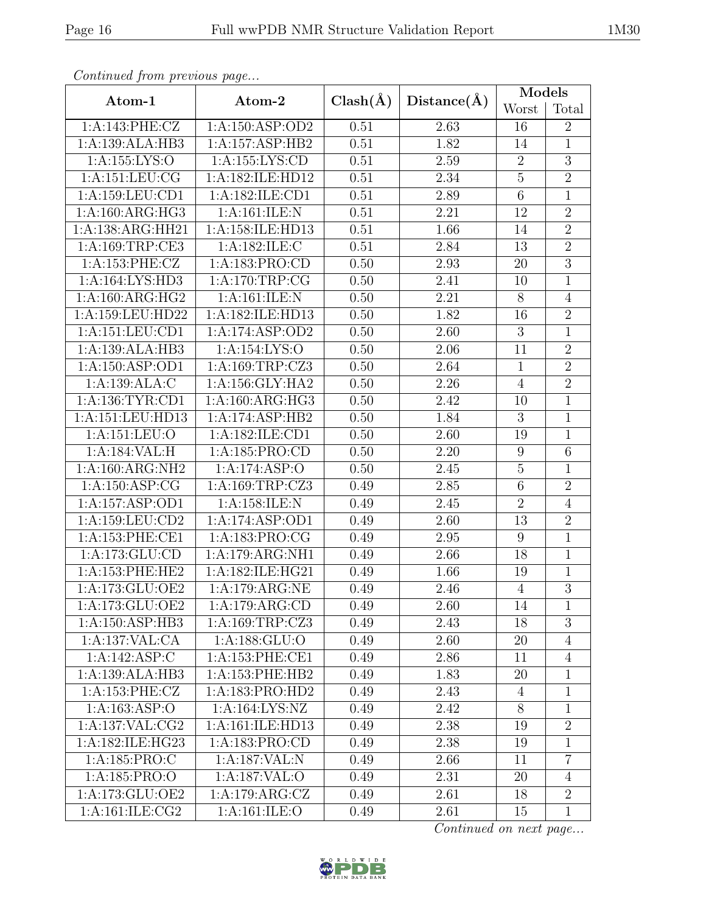*Continued from previous page...*

| Atom-1 | Atom-2 | Clash(Å) | Distance(Å) | Models | |
|---|---|---|---|---|---|
| | | | | Worst | Total |
| 1:A:143:PHE:CZ | 1:A:150:ASP:OD2 | 0.51 | 2.63 | 16 | 2 |
| 1:A:139:ALA:HB3 | 1:A:157:ASP:HB2 | 0.51 | 1.82 | 14 | 1 |
| 1:A:155:LYS:O | 1:A:155:LYS:CD | 0.51 | 2.59 | 2 | 3 |
| 1:A:151:LEU:CG | 1:A:182:ILE:HD12 | 0.51 | 2.34 | 5 | 2 |
| 1:A:159:LEU:CD1 | 1:A:182:ILE:CD1 | 0.51 | 2.89 | 6 | 1 |
| 1:A:160:ARG:HG3 | 1:A:161:ILE:N | 0.51 | 2.21 | 12 | 2 |
| 1:A:138:ARG:HH21 | 1:A:158:ILE:HD13 | 0.51 | 1.66 | 14 | 2 |
| 1:A:169:TRP:CE3 | 1:A:182:ILE:C | 0.51 | 2.84 | 13 | 2 |
| 1:A:153:PHE:CZ | 1:A:183:PRO:CD | 0.50 | 2.93 | 20 | 3 |
| 1:A:164:LYS:HD3 | 1:A:170:TRP:CG | 0.50 | 2.41 | 10 | 1 |
| 1:A:160:ARG:HG2 | 1:A:161:ILE:N | 0.50 | 2.21 | 8 | 4 |
| 1:A:159:LEU:HD22 | 1:A:182:ILE:HD13 | 0.50 | 1.82 | 16 | 2 |
| 1:A:151:LEU:CD1 | 1:A:174:ASP:OD2 | 0.50 | 2.60 | 3 | 1 |
| 1:A:139:ALA:HB3 | 1:A:154:LYS:O | 0.50 | 2.06 | 11 | 2 |
| 1:A:150:ASP:OD1 | 1:A:169:TRP:CZ3 | 0.50 | 2.64 | 1 | 2 |
| 1:A:139:ALA:C | 1:A:156:GLY:HA2 | 0.50 | 2.26 | 4 | 2 |
| 1:A:136:TYR:CD1 | 1:A:160:ARG:HG3 | 0.50 | 2.42 | 10 | 1 |
| 1:A:151:LEU:HD13 | 1:A:174:ASP:HB2 | 0.50 | 1.84 | 3 | 1 |
| 1:A:151:LEU:O | 1:A:182:ILE:CD1 | 0.50 | 2.60 | 19 | 1 |
| 1:A:184:VAL:H | 1:A:185:PRO:CD | 0.50 | 2.20 | 9 | 6 |
| 1:A:160:ARG:NH2 | 1:A:174:ASP:O | 0.50 | 2.45 | 5 | 1 |
| 1:A:150:ASP:CG | 1:A:169:TRP:CZ3 | 0.49 | 2.85 | 6 | 2 |
| 1:A:157:ASP:OD1 | 1:A:158:ILE:N | 0.49 | 2.45 | 2 | 4 |
| 1:A:159:LEU:CD2 | 1:A:174:ASP:OD1 | 0.49 | 2.60 | 13 | 2 |
| 1:A:153:PHE:CE1 | 1:A:183:PRO:CG | 0.49 | 2.95 | 9 | 1 |
| 1:A:173:GLU:CD | 1:A:179:ARG:NH1 | 0.49 | 2.66 | 18 | 1 |
| 1:A:153:PHE:HE2 | 1:A:182:ILE:HG21 | 0.49 | 1.66 | 19 | 1 |
| 1:A:173:GLU:OE2 | 1:A:179:ARG:NE | 0.49 | 2.46 | 4 | 3 |
| 1:A:173:GLU:OE2 | 1:A:179:ARG:CD | 0.49 | 2.60 | 14 | 1 |
| 1:A:150:ASP:HB3 | 1:A:169:TRP:CZ3 | 0.49 | 2.43 | 18 | 3 |
| 1:A:137:VAL:CA | 1:A:188:GLU:O | 0.49 | 2.60 | 20 | 4 |
| 1:A:142:ASP:C | 1:A:153:PHE:CE1 | 0.49 | 2.86 | 11 | 4 |
| 1:A:139:ALA:HB3 | 1:A:153:PHE:HB2 | 0.49 | 1.83 | 20 | 1 |
| 1:A:153:PHE:CZ | 1:A:183:PRO:HD2 | 0.49 | 2.43 | 4 | 1 |
| 1:A:163:ASP:O | 1:A:164:LYS:NZ | 0.49 | 2.42 | 8 | 1 |
| 1:A:137:VAL:CG2 | 1:A:161:ILE:HD13 | 0.49 | 2.38 | 19 | 2 |
| 1:A:182:ILE:HG23 | 1:A:183:PRO:CD | 0.49 | 2.38 | 19 | 1 |
| 1:A:185:PRO:C | 1:A:187:VAL:N | 0.49 | 2.66 | 11 | 7 |
| 1:A:185:PRO:O | 1:A:187:VAL:O | 0.49 | 2.31 | 20 | 4 |
| 1:A:173:GLU:OE2 | 1:A:179:ARG:CZ | 0.49 | 2.61 | 18 | 2 |
| 1:A:161:ILE:CG2 | 1:A:161:ILE:O | 0.49 | 2.61 | 15 | 1 |

*Continued on next page...*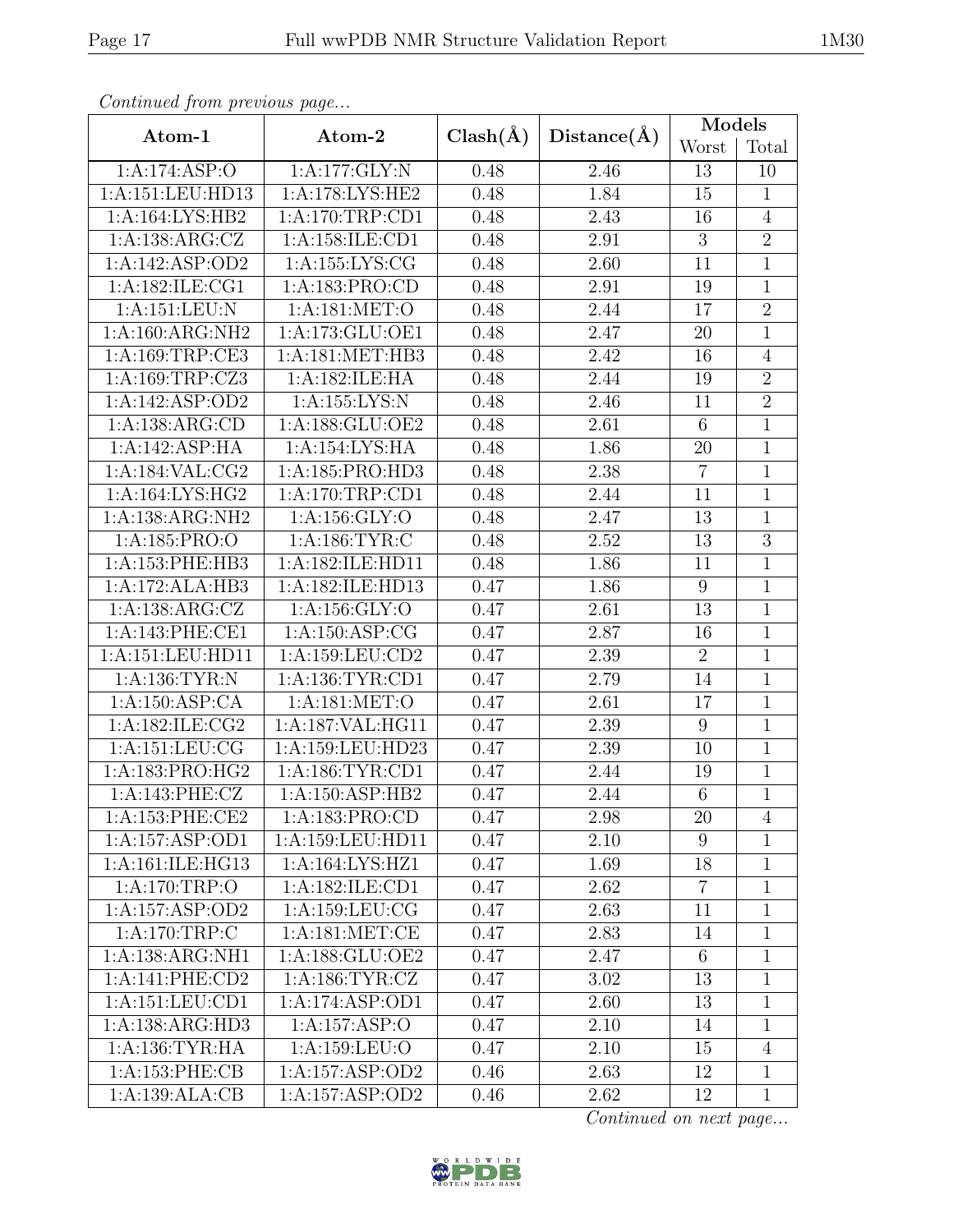*Continued from previous page...*

| Atom-1 | Atom-2 | Clash(Å) | Distance(Å) | Models | |
|---|---|---|---|---|---|
| | | | | Worst | Total |
| 1:A:174:ASP:O | 1:A:177:GLY:N | 0.48 | 2.46 | 13 | 10 |
| 1:A:151:LEU:HD13 | 1:A:178:LYS:HE2 | 0.48 | 1.84 | 15 | 1 |
| 1:A:164:LYS:HB2 | 1:A:170:TRP:CD1 | 0.48 | 2.43 | 16 | 4 |
| 1:A:138:ARG:CZ | 1:A:158:ILE:CD1 | 0.48 | 2.91 | 3 | 2 |
| 1:A:142:ASP:OD2 | 1:A:155:LYS:CG | 0.48 | 2.60 | 11 | 1 |
| 1:A:182:ILE:CG1 | 1:A:183:PRO:CD | 0.48 | 2.91 | 19 | 1 |
| 1:A:151:LEU:N | 1:A:181:MET:O | 0.48 | 2.44 | 17 | 2 |
| 1:A:160:ARG:NH2 | 1:A:173:GLU:OE1 | 0.48 | 2.47 | 20 | 1 |
| 1:A:169:TRP:CE3 | 1:A:181:MET:HB3 | 0.48 | 2.42 | 16 | 4 |
| 1:A:169:TRP:CZ3 | 1:A:182:ILE:HA | 0.48 | 2.44 | 19 | 2 |
| 1:A:142:ASP:OD2 | 1:A:155:LYS:N | 0.48 | 2.46 | 11 | 2 |
| 1:A:138:ARG:CD | 1:A:188:GLU:OE2 | 0.48 | 2.61 | 6 | 1 |
| 1:A:142:ASP:HA | 1:A:154:LYS:HA | 0.48 | 1.86 | 20 | 1 |
| 1:A:184:VAL:CG2 | 1:A:185:PRO:HD3 | 0.48 | 2.38 | 7 | 1 |
| 1:A:164:LYS:HG2 | 1:A:170:TRP:CD1 | 0.48 | 2.44 | 11 | 1 |
| 1:A:138:ARG:NH2 | 1:A:156:GLY:O | 0.48 | 2.47 | 13 | 1 |
| 1:A:185:PRO:O | 1:A:186:TYR:C | 0.48 | 2.52 | 13 | 3 |
| 1:A:153:PHE:HB3 | 1:A:182:ILE:HD11 | 0.48 | 1.86 | 11 | 1 |
| 1:A:172:ALA:HB3 | 1:A:182:ILE:HD13 | 0.47 | 1.86 | 9 | 1 |
| 1:A:138:ARG:CZ | 1:A:156:GLY:O | 0.47 | 2.61 | 13 | 1 |
| 1:A:143:PHE:CE1 | 1:A:150:ASP:CG | 0.47 | 2.87 | 16 | 1 |
| 1:A:151:LEU:HD11 | 1:A:159:LEU:CD2 | 0.47 | 2.39 | 2 | 1 |
| 1:A:136:TYR:N | 1:A:136:TYR:CD1 | 0.47 | 2.79 | 14 | 1 |
| 1:A:150:ASP:CA | 1:A:181:MET:O | 0.47 | 2.61 | 17 | 1 |
| 1:A:182:ILE:CG2 | 1:A:187:VAL:HG11 | 0.47 | 2.39 | 9 | 1 |
| 1:A:151:LEU:CG | 1:A:159:LEU:HD23 | 0.47 | 2.39 | 10 | 1 |
| 1:A:183:PRO:HG2 | 1:A:186:TYR:CD1 | 0.47 | 2.44 | 19 | 1 |
| 1:A:143:PHE:CZ | 1:A:150:ASP:HB2 | 0.47 | 2.44 | 6 | 1 |
| 1:A:153:PHE:CE2 | 1:A:183:PRO:CD | 0.47 | 2.98 | 20 | 4 |
| 1:A:157:ASP:OD1 | 1:A:159:LEU:HD11 | 0.47 | 2.10 | 9 | 1 |
| 1:A:161:ILE:HG13 | 1:A:164:LYS:HZ1 | 0.47 | 1.69 | 18 | 1 |
| 1:A:170:TRP:O | 1:A:182:ILE:CD1 | 0.47 | 2.62 | 7 | 1 |
| 1:A:157:ASP:OD2 | 1:A:159:LEU:CG | 0.47 | 2.63 | 11 | 1 |
| 1:A:170:TRP:C | 1:A:181:MET:CE | 0.47 | 2.83 | 14 | 1 |
| 1:A:138:ARG:NH1 | 1:A:188:GLU:OE2 | 0.47 | 2.47 | 6 | 1 |
| 1:A:141:PHE:CD2 | 1:A:186:TYR:CZ | 0.47 | 3.02 | 13 | 1 |
| 1:A:151:LEU:CD1 | 1:A:174:ASP:OD1 | 0.47 | 2.60 | 13 | 1 |
| 1:A:138:ARG:HD3 | 1:A:157:ASP:O | 0.47 | 2.10 | 14 | 1 |
| 1:A:136:TYR:HA | 1:A:159:LEU:O | 0.47 | 2.10 | 15 | 4 |
| 1:A:153:PHE:CB | 1:A:157:ASP:OD2 | 0.46 | 2.63 | 12 | 1 |
| 1:A:139:ALA:CB | 1:A:157:ASP:OD2 | 0.46 | 2.62 | 12 | 1 |

*Continued on next page...*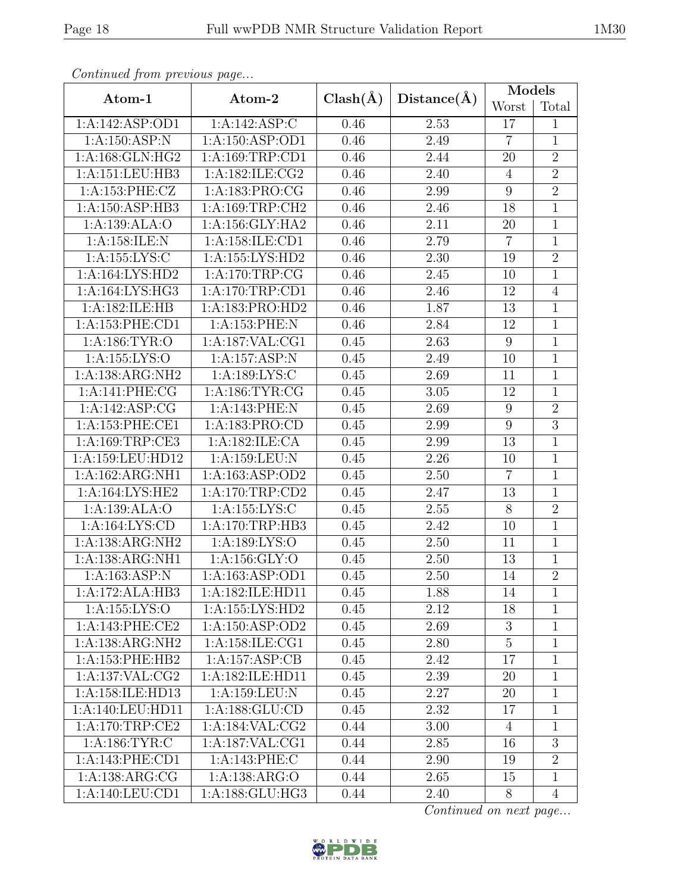*Continued from previous page...*

| Atom-1 | Atom-2 | Clash(Å) | Distance(Å) | Models | |
|---|---|---|---|---|---|
| | | | | Worst | Total |
| 1:A:142:ASP:OD1 | 1:A:142:ASP:C | 0.46 | 2.53 | 17 | 1 |
| 1:A:150:ASP:N | 1:A:150:ASP:OD1 | 0.46 | 2.49 | 7 | 1 |
| 1:A:168:GLN:HG2 | 1:A:169:TRP:CD1 | 0.46 | 2.44 | 20 | 2 |
| 1:A:151:LEU:HB3 | 1:A:182:ILE:CG2 | 0.46 | 2.40 | 4 | 2 |
| 1:A:153:PHE:CZ | 1:A:183:PRO:CG | 0.46 | 2.99 | 9 | 2 |
| 1:A:150:ASP:HB3 | 1:A:169:TRP:CH2 | 0.46 | 2.46 | 18 | 1 |
| 1:A:139:ALA:O | 1:A:156:GLY:HA2 | 0.46 | 2.11 | 20 | 1 |
| 1:A:158:ILE:N | 1:A:158:ILE:CD1 | 0.46 | 2.79 | 7 | 1 |
| 1:A:155:LYS:C | 1:A:155:LYS:HD2 | 0.46 | 2.30 | 19 | 2 |
| 1:A:164:LYS:HD2 | 1:A:170:TRP:CG | 0.46 | 2.45 | 10 | 1 |
| 1:A:164:LYS:HG3 | 1:A:170:TRP:CD1 | 0.46 | 2.46 | 12 | 4 |
| 1:A:182:ILE:HB | 1:A:183:PRO:HD2 | 0.46 | 1.87 | 13 | 1 |
| 1:A:153:PHE:CD1 | 1:A:153:PHE:N | 0.46 | 2.84 | 12 | 1 |
| 1:A:186:TYR:O | 1:A:187:VAL:CG1 | 0.45 | 2.63 | 9 | 1 |
| 1:A:155:LYS:O | 1:A:157:ASP:N | 0.45 | 2.49 | 10 | 1 |
| 1:A:138:ARG:NH2 | 1:A:189:LYS:C | 0.45 | 2.69 | 11 | 1 |
| 1:A:141:PHE:CG | 1:A:186:TYR:CG | 0.45 | 3.05 | 12 | 1 |
| 1:A:142:ASP:CG | 1:A:143:PHE:N | 0.45 | 2.69 | 9 | 2 |
| 1:A:153:PHE:CE1 | 1:A:183:PRO:CD | 0.45 | 2.99 | 9 | 3 |
| 1:A:169:TRP:CE3 | 1:A:182:ILE:CA | 0.45 | 2.99 | 13 | 1 |
| 1:A:159:LEU:HD12 | 1:A:159:LEU:N | 0.45 | 2.26 | 10 | 1 |
| 1:A:162:ARG:NH1 | 1:A:163:ASP:OD2 | 0.45 | 2.50 | 7 | 1 |
| 1:A:164:LYS:HE2 | 1:A:170:TRP:CD2 | 0.45 | 2.47 | 13 | 1 |
| 1:A:139:ALA:O | 1:A:155:LYS:C | 0.45 | 2.55 | 8 | 2 |
| 1:A:164:LYS:CD | 1:A:170:TRP:HB3 | 0.45 | 2.42 | 10 | 1 |
| 1:A:138:ARG:NH2 | 1:A:189:LYS:O | 0.45 | 2.50 | 11 | 1 |
| 1:A:138:ARG:NH1 | 1:A:156:GLY:O | 0.45 | 2.50 | 13 | 1 |
| 1:A:163:ASP:N | 1:A:163:ASP:OD1 | 0.45 | 2.50 | 14 | 2 |
| 1:A:172:ALA:HB3 | 1:A:182:ILE:HD11 | 0.45 | 1.88 | 14 | 1 |
| 1:A:155:LYS:O | 1:A:155:LYS:HD2 | 0.45 | 2.12 | 18 | 1 |
| 1:A:143:PHE:CE2 | 1:A:150:ASP:OD2 | 0.45 | 2.69 | 3 | 1 |
| 1:A:138:ARG:NH2 | 1:A:158:ILE:CG1 | 0.45 | 2.80 | 5 | 1 |
| 1:A:153:PHE:HB2 | 1:A:157:ASP:CB | 0.45 | 2.42 | 17 | 1 |
| 1:A:137:VAL:CG2 | 1:A:182:ILE:HD11 | 0.45 | 2.39 | 20 | 1 |
| 1:A:158:ILE:HD13 | 1:A:159:LEU:N | 0.45 | 2.27 | 20 | 1 |
| 1:A:140:LEU:HD11 | 1:A:188:GLU:CD | 0.45 | 2.32 | 17 | 1 |
| 1:A:170:TRP:CE2 | 1:A:184:VAL:CG2 | 0.44 | 3.00 | 4 | 1 |
| 1:A:186:TYR:C | 1:A:187:VAL:CG1 | 0.44 | 2.85 | 16 | 3 |
| 1:A:143:PHE:CD1 | 1:A:143:PHE:C | 0.44 | 2.90 | 19 | 2 |
| 1:A:138:ARG:CG | 1:A:138:ARG:O | 0.44 | 2.65 | 15 | 1 |
| 1:A:140:LEU:CD1 | 1:A:188:GLU:HG3 | 0.44 | 2.40 | 8 | 4 |

*Continued on next page...*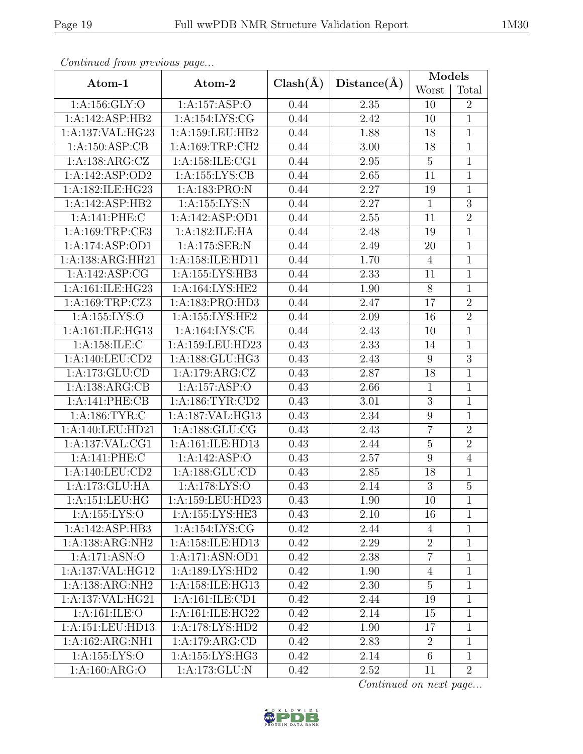*Continued from previous page...*

| Atom-1 | Atom-2 | Clash(Å) | Distance(Å) | Models | |
|---|---|---|---|---|---|
| | | | | Worst | Total |
| 1:A:156:GLY:O | 1:A:157:ASP:O | 0.44 | 2.35 | 10 | 2 |
| 1:A:142:ASP:HB2 | 1:A:154:LYS:CG | 0.44 | 2.42 | 10 | 1 |
| 1:A:137:VAL:HG23 | 1:A:159:LEU:HB2 | 0.44 | 1.88 | 18 | 1 |
| 1:A:150:ASP:CB | 1:A:169:TRP:CH2 | 0.44 | 3.00 | 18 | 1 |
| 1:A:138:ARG:CZ | 1:A:158:ILE:CG1 | 0.44 | 2.95 | 5 | 1 |
| 1:A:142:ASP:OD2 | 1:A:155:LYS:CB | 0.44 | 2.65 | 11 | 1 |
| 1:A:182:ILE:HG23 | 1:A:183:PRO:N | 0.44 | 2.27 | 19 | 1 |
| 1:A:142:ASP:HB2 | 1:A:155:LYS:N | 0.44 | 2.27 | 1 | 3 |
| 1:A:141:PHE:C | 1:A:142:ASP:OD1 | 0.44 | 2.55 | 11 | 2 |
| 1:A:169:TRP:CE3 | 1:A:182:ILE:HA | 0.44 | 2.48 | 19 | 1 |
| 1:A:174:ASP:OD1 | 1:A:175:SER:N | 0.44 | 2.49 | 20 | 1 |
| 1:A:138:ARG:HH21 | 1:A:158:ILE:HD11 | 0.44 | 1.70 | 4 | 1 |
| 1:A:142:ASP:CG | 1:A:155:LYS:HB3 | 0.44 | 2.33 | 11 | 1 |
| 1:A:161:ILE:HG23 | 1:A:164:LYS:HE2 | 0.44 | 1.90 | 8 | 1 |
| 1:A:169:TRP:CZ3 | 1:A:183:PRO:HD3 | 0.44 | 2.47 | 17 | 2 |
| 1:A:155:LYS:O | 1:A:155:LYS:HE2 | 0.44 | 2.09 | 16 | 2 |
| 1:A:161:ILE:HG13 | 1:A:164:LYS:CE | 0.44 | 2.43 | 10 | 1 |
| 1:A:158:ILE:C | 1:A:159:LEU:HD23 | 0.43 | 2.33 | 14 | 1 |
| 1:A:140:LEU:CD2 | 1:A:188:GLU:HG3 | 0.43 | 2.43 | 9 | 3 |
| 1:A:173:GLU:CD | 1:A:179:ARG:CZ | 0.43 | 2.87 | 18 | 1 |
| 1:A:138:ARG:CB | 1:A:157:ASP:O | 0.43 | 2.66 | 1 | 1 |
| 1:A:141:PHE:CB | 1:A:186:TYR:CD2 | 0.43 | 3.01 | 3 | 1 |
| 1:A:186:TYR:C | 1:A:187:VAL:HG13 | 0.43 | 2.34 | 9 | 1 |
| 1:A:140:LEU:HD21 | 1:A:188:GLU:CG | 0.43 | 2.43 | 7 | 2 |
| 1:A:137:VAL:CG1 | 1:A:161:ILE:HD13 | 0.43 | 2.44 | 5 | 2 |
| 1:A:141:PHE:C | 1:A:142:ASP:O | 0.43 | 2.57 | 9 | 4 |
| 1:A:140:LEU:CD2 | 1:A:188:GLU:CD | 0.43 | 2.85 | 18 | 1 |
| 1:A:173:GLU:HA | 1:A:178:LYS:O | 0.43 | 2.14 | 3 | 5 |
| 1:A:151:LEU:HG | 1:A:159:LEU:HD23 | 0.43 | 1.90 | 10 | 1 |
| 1:A:155:LYS:O | 1:A:155:LYS:HE3 | 0.43 | 2.10 | 16 | 1 |
| 1:A:142:ASP:HB3 | 1:A:154:LYS:CG | 0.42 | 2.44 | 4 | 1 |
| 1:A:138:ARG:NH2 | 1:A:158:ILE:HD13 | 0.42 | 2.29 | 2 | 1 |
| 1:A:171:ASN:O | 1:A:171:ASN:OD1 | 0.42 | 2.38 | 7 | 1 |
| 1:A:137:VAL:HG12 | 1:A:189:LYS:HD2 | 0.42 | 1.90 | 4 | 1 |
| 1:A:138:ARG:NH2 | 1:A:158:ILE:HG13 | 0.42 | 2.30 | 5 | 1 |
| 1:A:137:VAL:HG21 | 1:A:161:ILE:CD1 | 0.42 | 2.44 | 19 | 1 |
| 1:A:161:ILE:O | 1:A:161:ILE:HG22 | 0.42 | 2.14 | 15 | 1 |
| 1:A:151:LEU:HD13 | 1:A:178:LYS:HD2 | 0.42 | 1.90 | 17 | 1 |
| 1:A:162:ARG:NH1 | 1:A:179:ARG:CD | 0.42 | 2.83 | 2 | 1 |
| 1:A:155:LYS:O | 1:A:155:LYS:HG3 | 0.42 | 2.14 | 6 | 1 |
| 1:A:160:ARG:O | 1:A:173:GLU:N | 0.42 | 2.52 | 11 | 2 |

*Continued on next page...*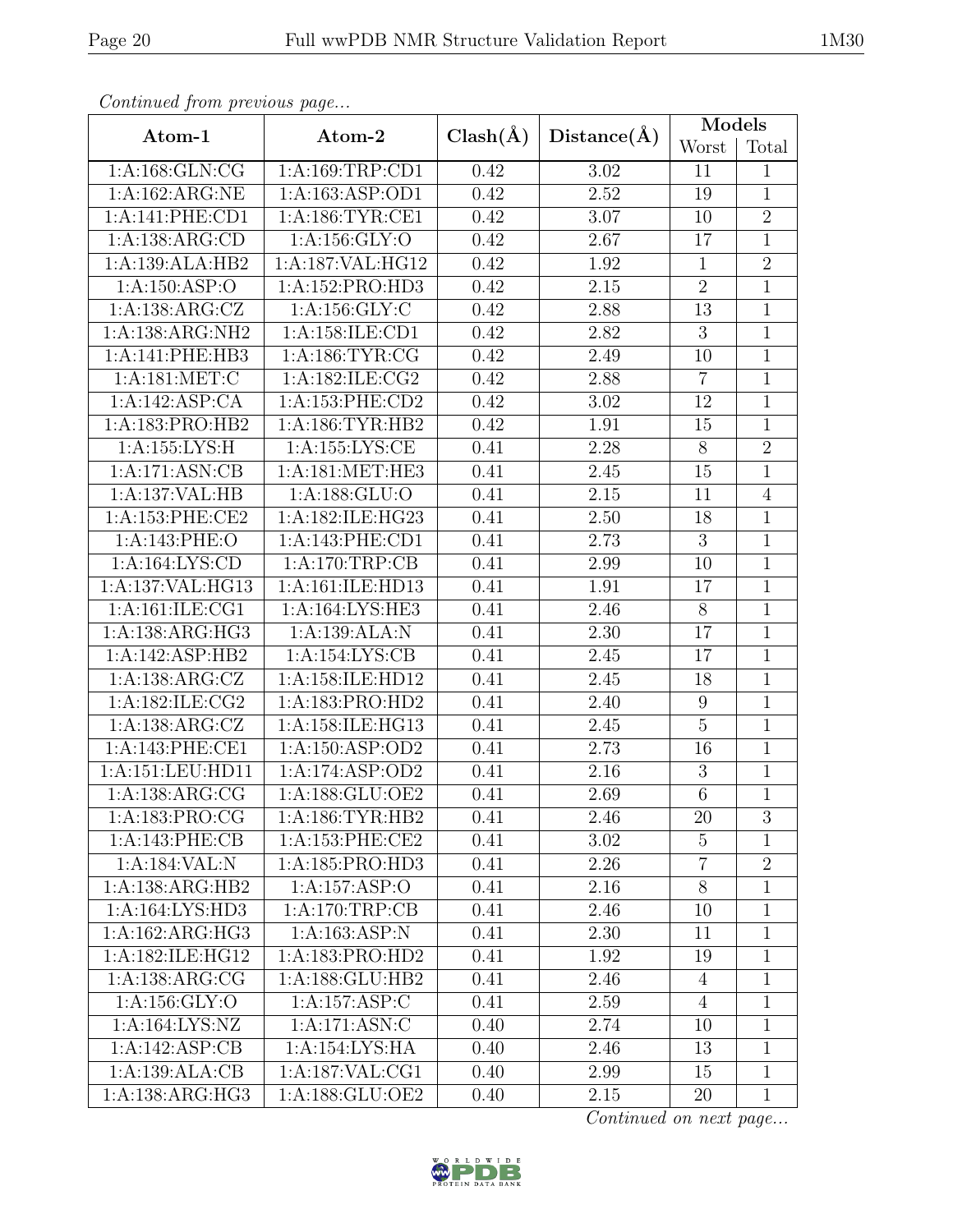*Continued from previous page...*

| Atom-1 | Atom-2 | Clash(Å) | Distance(Å) | Models | |
|---|---|---|---|---|---|
| | | | | Worst | Total |
| 1:A:168:GLN:CG | 1:A:169:TRP:CD1 | 0.42 | 3.02 | 11 | 1 |
| 1:A:162:ARG:NE | 1:A:163:ASP:OD1 | 0.42 | 2.52 | 19 | 1 |
| 1:A:141:PHE:CD1 | 1:A:186:TYR:CE1 | 0.42 | 3.07 | 10 | 2 |
| 1:A:138:ARG:CD | 1:A:156:GLY:O | 0.42 | 2.67 | 17 | 1 |
| 1:A:139:ALA:HB2 | 1:A:187:VAL:HG12 | 0.42 | 1.92 | 1 | 2 |
| 1:A:150:ASP:O | 1:A:152:PRO:HD3 | 0.42 | 2.15 | 2 | 1 |
| 1:A:138:ARG:CZ | 1:A:156:GLY:C | 0.42 | 2.88 | 13 | 1 |
| 1:A:138:ARG:NH2 | 1:A:158:ILE:CD1 | 0.42 | 2.82 | 3 | 1 |
| 1:A:141:PHE:HB3 | 1:A:186:TYR:CG | 0.42 | 2.49 | 10 | 1 |
| 1:A:181:MET:C | 1:A:182:ILE:CG2 | 0.42 | 2.88 | 7 | 1 |
| 1:A:142:ASP:CA | 1:A:153:PHE:CD2 | 0.42 | 3.02 | 12 | 1 |
| 1:A:183:PRO:HB2 | 1:A:186:TYR:HB2 | 0.42 | 1.91 | 15 | 1 |
| 1:A:155:LYS:H | 1:A:155:LYS:CE | 0.41 | 2.28 | 8 | 2 |
| 1:A:171:ASN:CB | 1:A:181:MET:HE3 | 0.41 | 2.45 | 15 | 1 |
| 1:A:137:VAL:HB | 1:A:188:GLU:O | 0.41 | 2.15 | 11 | 4 |
| 1:A:153:PHE:CE2 | 1:A:182:ILE:HG23 | 0.41 | 2.50 | 18 | 1 |
| 1:A:143:PHE:O | 1:A:143:PHE:CD1 | 0.41 | 2.73 | 3 | 1 |
| 1:A:164:LYS:CD | 1:A:170:TRP:CB | 0.41 | 2.99 | 10 | 1 |
| 1:A:137:VAL:HG13 | 1:A:161:ILE:HD13 | 0.41 | 1.91 | 17 | 1 |
| 1:A:161:ILE:CG1 | 1:A:164:LYS:HE3 | 0.41 | 2.46 | 8 | 1 |
| 1:A:138:ARG:HG3 | 1:A:139:ALA:N | 0.41 | 2.30 | 17 | 1 |
| 1:A:142:ASP:HB2 | 1:A:154:LYS:CB | 0.41 | 2.45 | 17 | 1 |
| 1:A:138:ARG:CZ | 1:A:158:ILE:HD12 | 0.41 | 2.45 | 18 | 1 |
| 1:A:182:ILE:CG2 | 1:A:183:PRO:HD2 | 0.41 | 2.40 | 9 | 1 |
| 1:A:138:ARG:CZ | 1:A:158:ILE:HG13 | 0.41 | 2.45 | 5 | 1 |
| 1:A:143:PHE:CE1 | 1:A:150:ASP:OD2 | 0.41 | 2.73 | 16 | 1 |
| 1:A:151:LEU:HD11 | 1:A:174:ASP:OD2 | 0.41 | 2.16 | 3 | 1 |
| 1:A:138:ARG:CG | 1:A:188:GLU:OE2 | 0.41 | 2.69 | 6 | 1 |
| 1:A:183:PRO:CG | 1:A:186:TYR:HB2 | 0.41 | 2.46 | 20 | 3 |
| 1:A:143:PHE:CB | 1:A:153:PHE:CE2 | 0.41 | 3.02 | 5 | 1 |
| 1:A:184:VAL:N | 1:A:185:PRO:HD3 | 0.41 | 2.26 | 7 | 2 |
| 1:A:138:ARG:HB2 | 1:A:157:ASP:O | 0.41 | 2.16 | 8 | 1 |
| 1:A:164:LYS:HD3 | 1:A:170:TRP:CB | 0.41 | 2.46 | 10 | 1 |
| 1:A:162:ARG:HG3 | 1:A:163:ASP:N | 0.41 | 2.30 | 11 | 1 |
| 1:A:182:ILE:HG12 | 1:A:183:PRO:HD2 | 0.41 | 1.92 | 19 | 1 |
| 1:A:138:ARG:CG | 1:A:188:GLU:HB2 | 0.41 | 2.46 | 4 | 1 |
| 1:A:156:GLY:O | 1:A:157:ASP:C | 0.41 | 2.59 | 4 | 1 |
| 1:A:164:LYS:NZ | 1:A:171:ASN:C | 0.40 | 2.74 | 10 | 1 |
| 1:A:142:ASP:CB | 1:A:154:LYS:HA | 0.40 | 2.46 | 13 | 1 |
| 1:A:139:ALA:CB | 1:A:187:VAL:CG1 | 0.40 | 2.99 | 15 | 1 |
| 1:A:138:ARG:HG3 | 1:A:188:GLU:OE2 | 0.40 | 2.15 | 20 | 1 |

*Continued on next page...*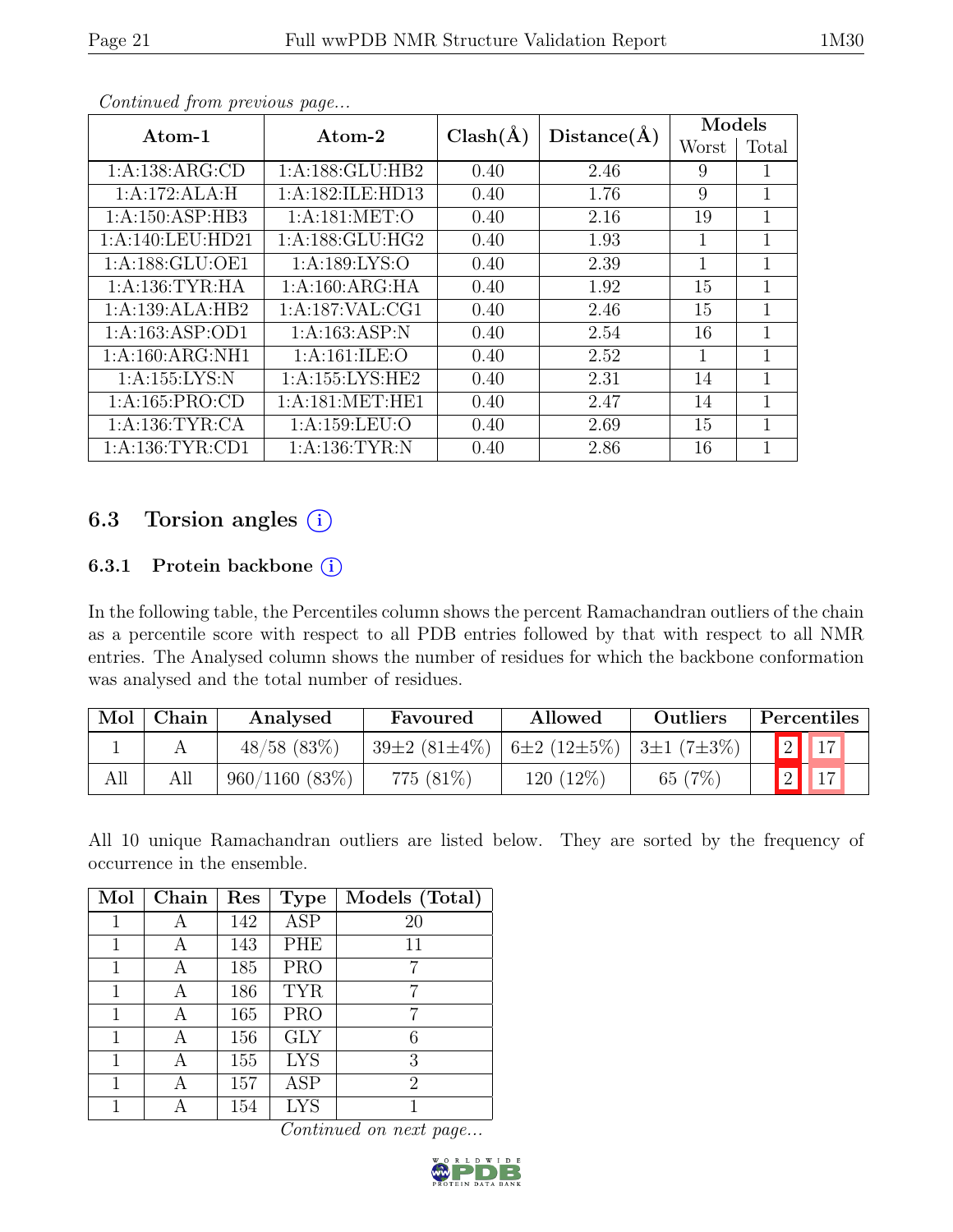*Continued from previous page...*

| Atom-1 | Atom-2 | Clash(Å) | Distance(Å) | Models | |
|---|---|---|---|---|---|
| | | | | Worst | Total |
| 1:A:138:ARG:CD | 1:A:188:GLU:HB2 | 0.40 | 2.46 | 9 | 1 |
| 1:A:172:ALA:H | 1:A:182:ILE:HD13 | 0.40 | 1.76 | 9 | 1 |
| 1:A:150:ASP:HB3 | 1:A:181:MET:O | 0.40 | 2.16 | 19 | 1 |
| 1:A:140:LEU:HD21 | 1:A:188:GLU:HG2 | 0.40 | 1.93 | 1 | 1 |
| 1:A:188:GLU:OE1 | 1:A:189:LYS:O | 0.40 | 2.39 | 1 | 1 |
| 1:A:136:TYR:HA | 1:A:160:ARG:HA | 0.40 | 1.92 | 15 | 1 |
| 1:A:139:ALA:HB2 | 1:A:187:VAL:CG1 | 0.40 | 2.46 | 15 | 1 |
| 1:A:163:ASP:OD1 | 1:A:163:ASP:N | 0.40 | 2.54 | 16 | 1 |
| 1:A:160:ARG:NH1 | 1:A:161:ILE:O | 0.40 | 2.52 | 1 | 1 |
| 1:A:155:LYS:N | 1:A:155:LYS:HE2 | 0.40 | 2.31 | 14 | 1 |
| 1:A:165:PRO:CD | 1:A:181:MET:HE1 | 0.40 | 2.47 | 14 | 1 |
| 1:A:136:TYR:CA | 1:A:159:LEU:O | 0.40 | 2.69 | 15 | 1 |
| 1:A:136:TYR:CD1 | 1:A:136:TYR:N | 0.40 | 2.86 | 16 | 1 |

## 6.3 Torsion angles (i)

### 6.3.1 Protein backbone (i)

In the following table, the Percentiles column shows the percent Ramachandran outliers of the chain as a percentile score with respect to all PDB entries followed by that with respect to all NMR entries. The Analysed column shows the number of residues for which the backbone conformation was analysed and the total number of residues.

| Mol | Chain | Analysed | Favoured | Allowed | Outliers | Percentiles | |
|---|---|---|---|---|---|---|---|
| 1 | A | 48/58 (83%) | 39±2 (81±4%) | 6±2 (12±5%) | 3±1 (7±3%) | 2 | 17 |
| All | All | 960/1160 (83%) | 775 (81%) | 120 (12%) | 65 (7%) | 2 | 17 |

All 10 unique Ramachandran outliers are listed below. They are sorted by the frequency of occurrence in the ensemble.

| Mol | Chain | Res | Type | Models (Total) |
|---|---|---|---|---|
| 1 | A | 142 | ASP | 20 |
| 1 | A | 143 | PHE | 11 |
| 1 | A | 185 | PRO | 7 |
| 1 | A | 186 | TYR | 7 |
| 1 | A | 165 | PRO | 7 |
| 1 | A | 156 | GLY | 6 |
| 1 | A | 155 | LYS | 3 |
| 1 | A | 157 | ASP | 2 |
| 1 | A | 154 | LYS | 1 |

*Continued on next page...*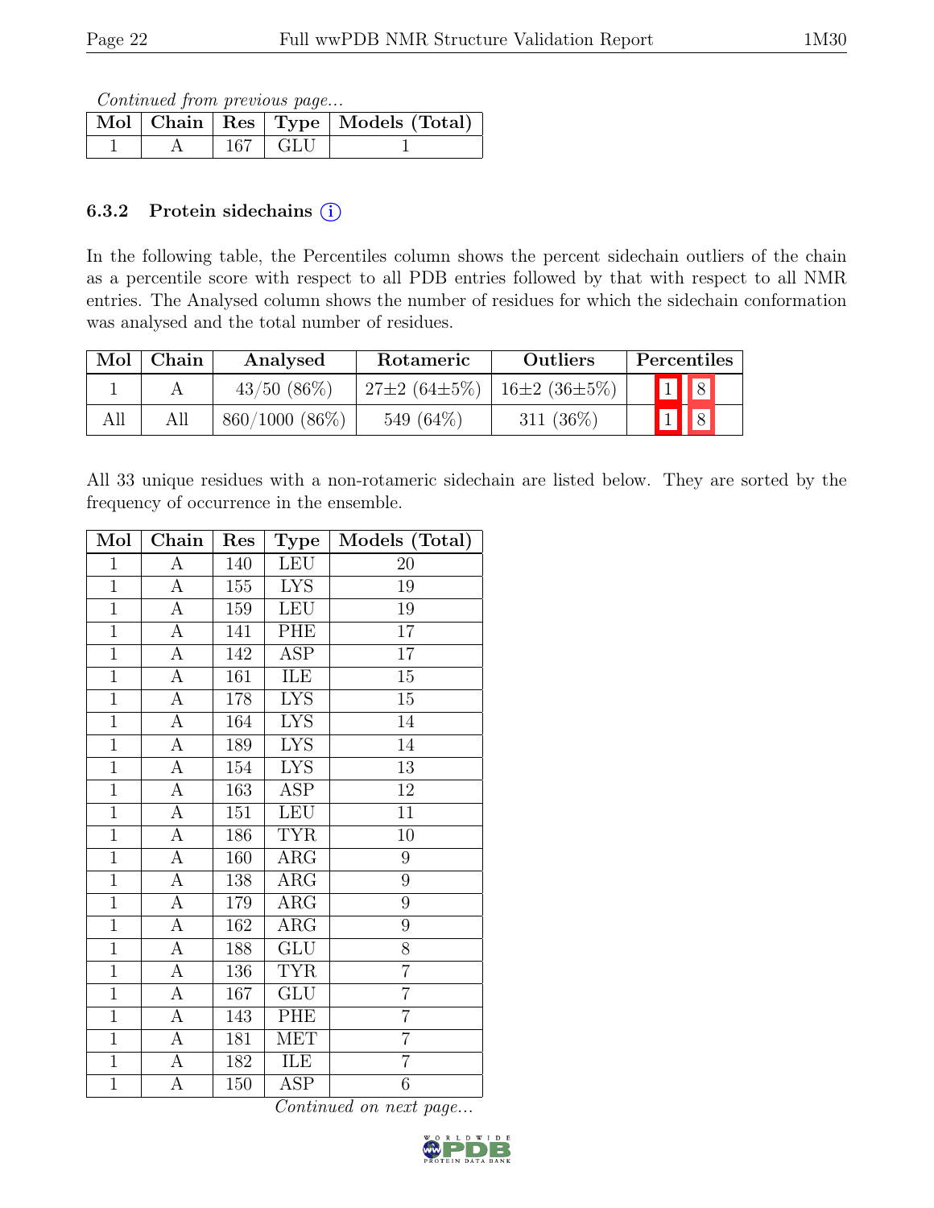*Continued from previous page...*

| Mol | Chain | Res | Type | Models (Total) |
|---|---|---|---|---|
| 1 | A | 167 | GLU | 1 |

### 6.3.2 Protein sidechains (i)

In the following table, the Percentiles column shows the percent sidechain outliers of the chain as a percentile score with respect to all PDB entries followed by that with respect to all NMR entries. The Analysed column shows the number of residues for which the sidechain conformation was analysed and the total number of residues.

| Mol | Chain | Analysed | Rotameric | Outliers | Percentiles | |
|---|---|---|---|---|---|---|
| 1 | A | 43/50 (86%) | 27±2 (64±5%) | 16±2 (36±5%) | 1 | 8 |
| All | All | 860/1000 (86%) | 549 (64%) | 311 (36%) | 1 | 8 |

All 33 unique residues with a non-rotameric sidechain are listed below. They are sorted by the frequency of occurrence in the ensemble.

| Mol | Chain | Res | Type | Models (Total) |
|---|---|---|---|---|
| 1 | A | 140 | LEU | 20 |
| 1 | A | 155 | LYS | 19 |
| 1 | A | 159 | LEU | 19 |
| 1 | A | 141 | PHE | 17 |
| 1 | A | 142 | ASP | 17 |
| 1 | A | 161 | ILE | 15 |
| 1 | A | 178 | LYS | 15 |
| 1 | A | 164 | LYS | 14 |
| 1 | A | 189 | LYS | 14 |
| 1 | A | 154 | LYS | 13 |
| 1 | A | 163 | ASP | 12 |
| 1 | A | 151 | LEU | 11 |
| 1 | A | 186 | TYR | 10 |
| 1 | A | 160 | ARG | 9 |
| 1 | A | 138 | ARG | 9 |
| 1 | A | 179 | ARG | 9 |
| 1 | A | 162 | ARG | 9 |
| 1 | A | 188 | GLU | 8 |
| 1 | A | 136 | TYR | 7 |
| 1 | A | 167 | GLU | 7 |
| 1 | A | 143 | PHE | 7 |
| 1 | A | 181 | MET | 7 |
| 1 | A | 182 | ILE | 7 |
| 1 | A | 150 | ASP | 6 |

*Continued on next page...*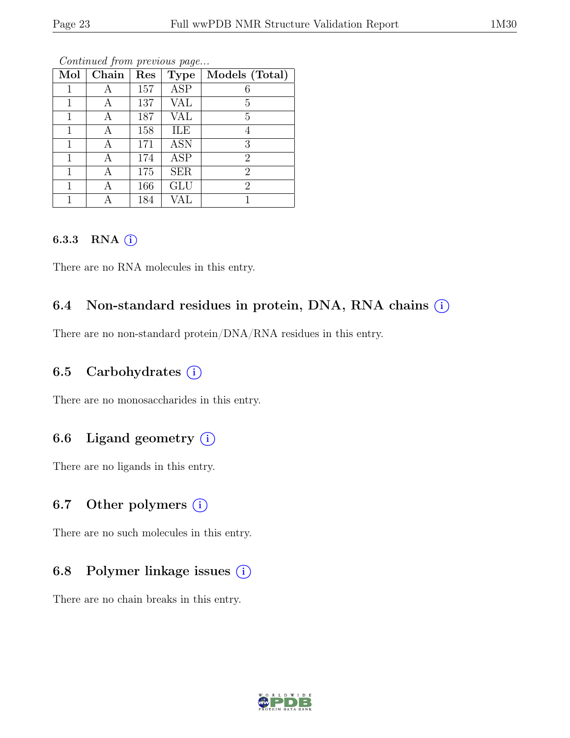*Continued from previous page...*

| Mol | Chain | Res | Type | Models (Total) |
|---|---|---|---|---|
| 1 | A | 157 | ASP | 6 |
| 1 | A | 137 | VAL | 5 |
| 1 | A | 187 | VAL | 5 |
| 1 | A | 158 | ILE | 4 |
| 1 | A | 171 | ASN | 3 |
| 1 | A | 174 | ASP | 2 |
| 1 | A | 175 | SER | 2 |
| 1 | A | 166 | GLU | 2 |
| 1 | A | 184 | VAL | 1 |

#### 6.3.3 RNA (i)

There are no RNA molecules in this entry.

### 6.4 Non-standard residues in protein, DNA, RNA chains (i)

There are no non-standard protein/DNA/RNA residues in this entry.

### 6.5 Carbohydrates (i)

There are no monosaccharides in this entry.

### 6.6 Ligand geometry (i)

There are no ligands in this entry.

### 6.7 Other polymers (i)

There are no such molecules in this entry.

### 6.8 Polymer linkage issues (i)

There are no chain breaks in this entry.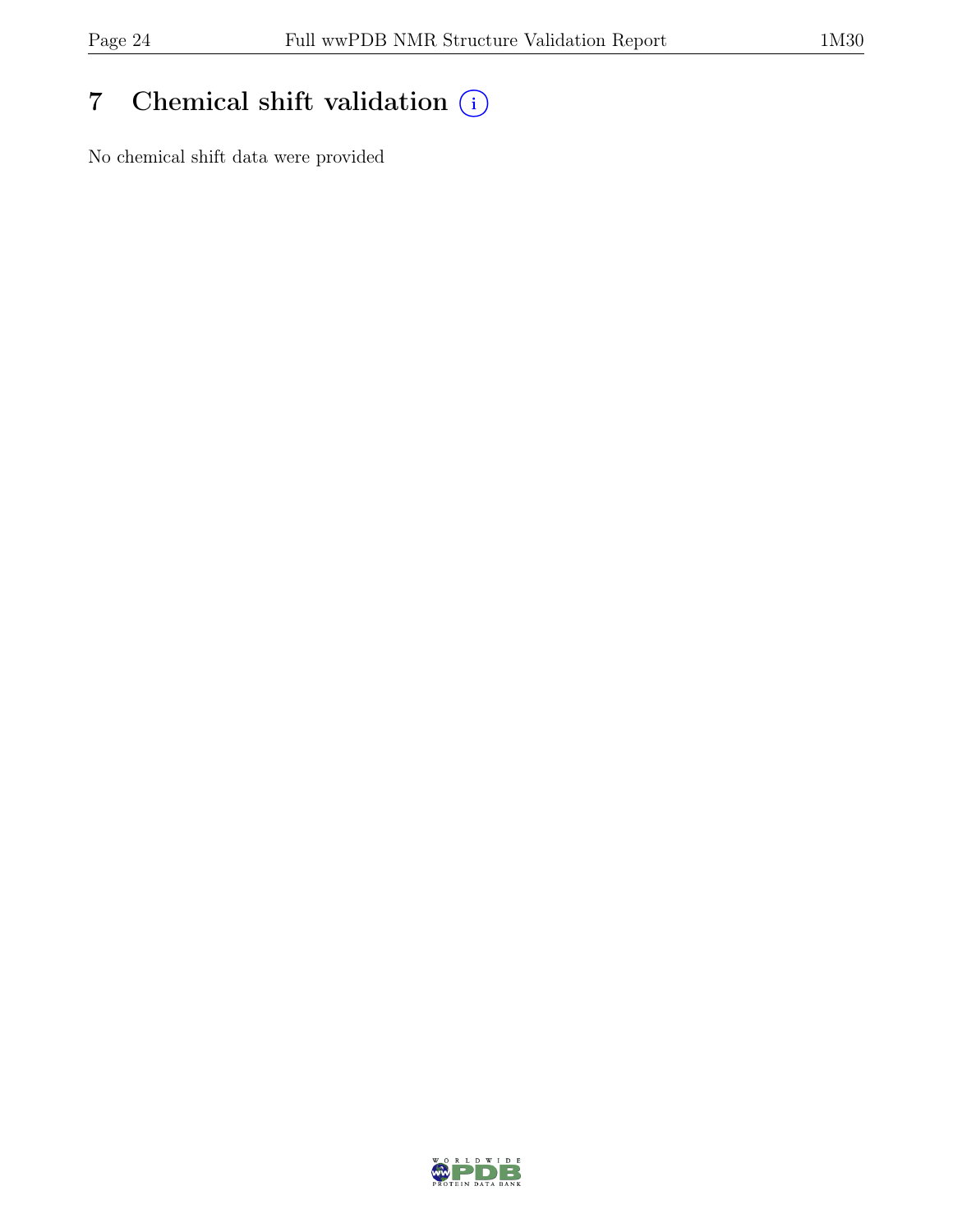# 7 Chemical shift validation

No chemical shift data were provided